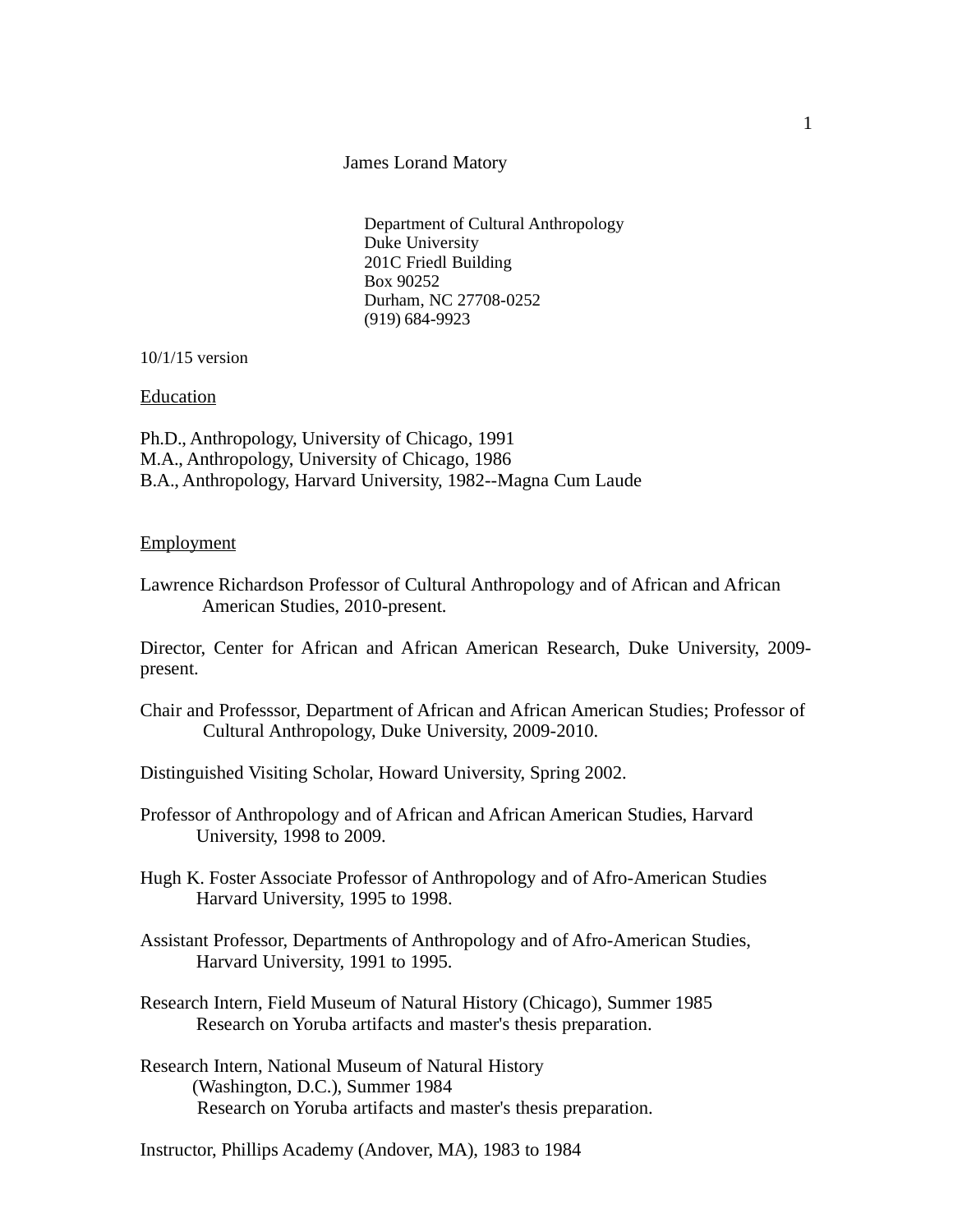# James Lorand Matory

Department of Cultural Anthropology
Duke University
201C Friedl Building
Box 90252
Durham, NC 27708-0252
(919) 684-9923

10/1/15 version

## Education

Ph.D., Anthropology, University of Chicago, 1991
M.A., Anthropology, University of Chicago, 1986
B.A., Anthropology, Harvard University, 1982--Magna Cum Laude

## Employment

Lawrence Richardson Professor of Cultural Anthropology and of African and African American Studies, 2010-present.

Director, Center for African and African American Research, Duke University, 2009-present.

Chair and Professsor, Department of African and African American Studies; Professor of Cultural Anthropology, Duke University, 2009-2010.

Distinguished Visiting Scholar, Howard University, Spring 2002.

Professor of Anthropology and of African and African American Studies, Harvard University, 1998 to 2009.

Hugh K. Foster Associate Professor of Anthropology and of Afro-American Studies Harvard University, 1995 to 1998.

Assistant Professor, Departments of Anthropology and of Afro-American Studies, Harvard University, 1991 to 1995.

Research Intern, Field Museum of Natural History (Chicago), Summer 1985
Research on Yoruba artifacts and master's thesis preparation.

Research Intern, National Museum of Natural History (Washington, D.C.), Summer 1984
Research on Yoruba artifacts and master's thesis preparation.

Instructor, Phillips Academy (Andover, MA), 1983 to 1984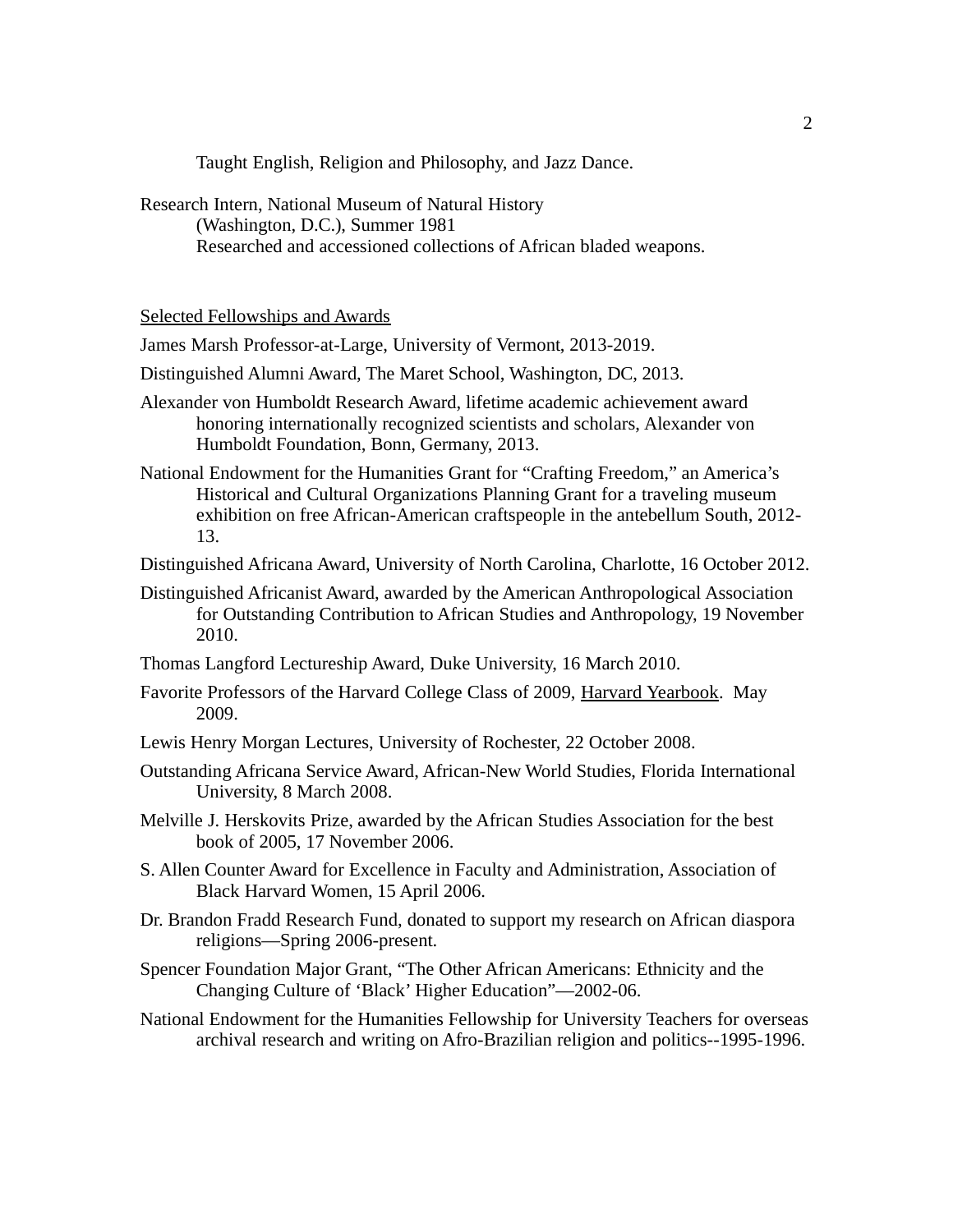Taught English, Religion and Philosophy, and Jazz Dance.

Research Intern, National Museum of Natural History (Washington, D.C.), Summer 1981
Researched and accessioned collections of African bladed weapons.

## Selected Fellowships and Awards

James Marsh Professor-at-Large, University of Vermont, 2013-2019.

Distinguished Alumni Award, The Maret School, Washington, DC, 2013.

Alexander von Humboldt Research Award, lifetime academic achievement award honoring internationally recognized scientists and scholars, Alexander von Humboldt Foundation, Bonn, Germany, 2013.

National Endowment for the Humanities Grant for "Crafting Freedom," an America's Historical and Cultural Organizations Planning Grant for a traveling museum exhibition on free African-American craftspeople in the antebellum South, 2012-13.

Distinguished Africana Award, University of North Carolina, Charlotte, 16 October 2012.

Distinguished Africanist Award, awarded by the American Anthropological Association for Outstanding Contribution to African Studies and Anthropology, 19 November 2010.

Thomas Langford Lectureship Award, Duke University, 16 March 2010.

Favorite Professors of the Harvard College Class of 2009, Harvard Yearbook. May 2009.

Lewis Henry Morgan Lectures, University of Rochester, 22 October 2008.

Outstanding Africana Service Award, African-New World Studies, Florida International University, 8 March 2008.

Melville J. Herskovits Prize, awarded by the African Studies Association for the best book of 2005, 17 November 2006.

S. Allen Counter Award for Excellence in Faculty and Administration, Association of Black Harvard Women, 15 April 2006.

Dr. Brandon Fradd Research Fund, donated to support my research on African diaspora religions—Spring 2006-present.

Spencer Foundation Major Grant, "The Other African Americans: Ethnicity and the Changing Culture of 'Black' Higher Education"—2002-06.

National Endowment for the Humanities Fellowship for University Teachers for overseas archival research and writing on Afro-Brazilian religion and politics--1995-1996.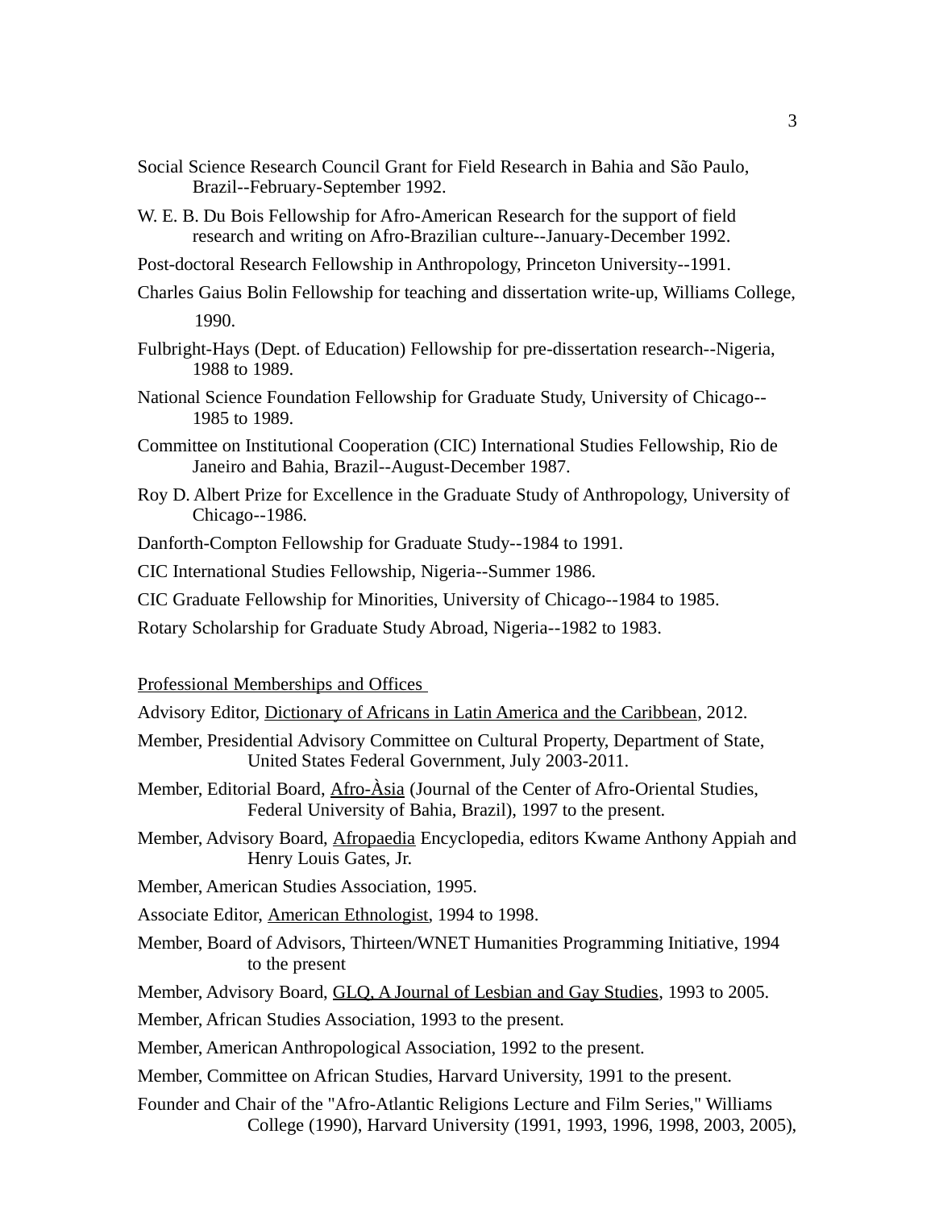Social Science Research Council Grant for Field Research in Bahia and São Paulo, Brazil--February-September 1992.

W. E. B. Du Bois Fellowship for Afro-American Research for the support of field research and writing on Afro-Brazilian culture--January-December 1992.

Post-doctoral Research Fellowship in Anthropology, Princeton University--1991.

Charles Gaius Bolin Fellowship for teaching and dissertation write-up, Williams College, 1990.

Fulbright-Hays (Dept. of Education) Fellowship for pre-dissertation research--Nigeria, 1988 to 1989.

National Science Foundation Fellowship for Graduate Study, University of Chicago--1985 to 1989.

Committee on Institutional Cooperation (CIC) International Studies Fellowship, Rio de Janeiro and Bahia, Brazil--August-December 1987.

Roy D. Albert Prize for Excellence in the Graduate Study of Anthropology, University of Chicago--1986.

Danforth-Compton Fellowship for Graduate Study--1984 to 1991.

CIC International Studies Fellowship, Nigeria--Summer 1986.

CIC Graduate Fellowship for Minorities, University of Chicago--1984 to 1985.

Rotary Scholarship for Graduate Study Abroad, Nigeria--1982 to 1983.

## Professional Memberships and Offices

Advisory Editor, Dictionary of Africans in Latin America and the Caribbean, 2012.

Member, Presidential Advisory Committee on Cultural Property, Department of State, United States Federal Government, July 2003-2011.

Member, Editorial Board, Afro-Àsia (Journal of the Center of Afro-Oriental Studies, Federal University of Bahia, Brazil), 1997 to the present.

Member, Advisory Board, Afropaedia Encyclopedia, editors Kwame Anthony Appiah and Henry Louis Gates, Jr.

Member, American Studies Association, 1995.

Associate Editor, American Ethnologist, 1994 to 1998.

Member, Board of Advisors, Thirteen/WNET Humanities Programming Initiative, 1994 to the present

Member, Advisory Board, GLQ, A Journal of Lesbian and Gay Studies, 1993 to 2005.

Member, African Studies Association, 1993 to the present.

Member, American Anthropological Association, 1992 to the present.

Member, Committee on African Studies, Harvard University, 1991 to the present.

Founder and Chair of the "Afro-Atlantic Religions Lecture and Film Series," Williams College (1990), Harvard University (1991, 1993, 1996, 1998, 2003, 2005),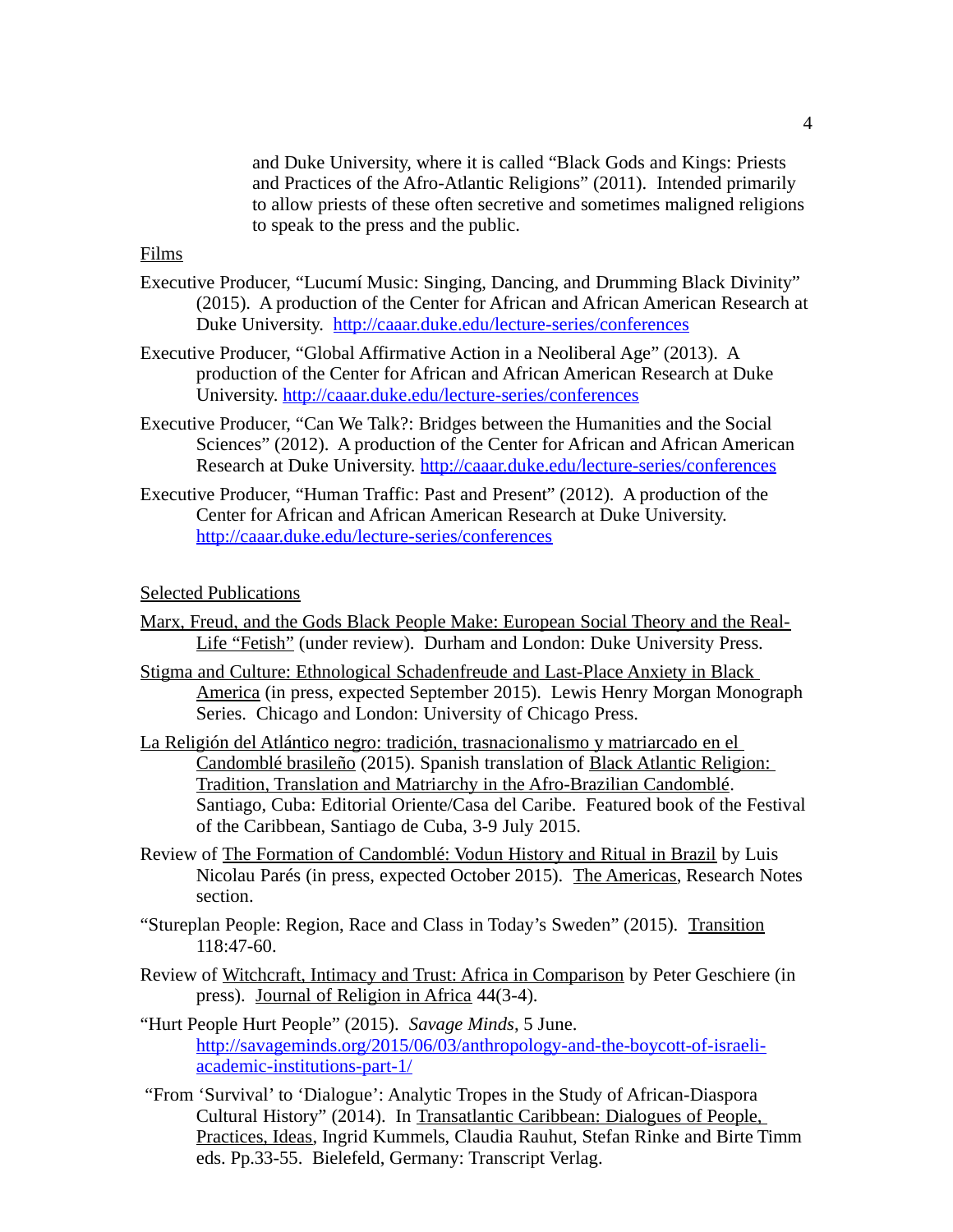and Duke University, where it is called “Black Gods and Kings: Priests and Practices of the Afro-Atlantic Religions” (2011). Intended primarily to allow priests of these often secretive and sometimes maligned religions to speak to the press and the public.

## Films

Executive Producer, “Lucumí Music: Singing, Dancing, and Drumming Black Divinity” (2015). A production of the Center for African and African American Research at Duke University. http://caaar.duke.edu/lecture-series/conferences

Executive Producer, “Global Affirmative Action in a Neoliberal Age” (2013). A production of the Center for African and African American Research at Duke University. http://caaar.duke.edu/lecture-series/conferences

Executive Producer, “Can We Talk?: Bridges between the Humanities and the Social Sciences” (2012). A production of the Center for African and African American Research at Duke University. http://caaar.duke.edu/lecture-series/conferences

Executive Producer, “Human Traffic: Past and Present” (2012). A production of the Center for African and African American Research at Duke University. http://caaar.duke.edu/lecture-series/conferences

## Selected Publications

Marx, Freud, and the Gods Black People Make: European Social Theory and the Real-Life “Fetish” (under review). Durham and London: Duke University Press.

Stigma and Culture: Ethnological Schadenfreude and Last-Place Anxiety in Black America (in press, expected September 2015). Lewis Henry Morgan Monograph Series. Chicago and London: University of Chicago Press.

La Religión del Atlántico negro: tradición, trasnacionalismo y matriarcado en el Candomblé brasileño (2015). Spanish translation of Black Atlantic Religion: Tradition, Translation and Matriarchy in the Afro-Brazilian Candomblé. Santiago, Cuba: Editorial Oriente/Casa del Caribe. Featured book of the Festival of the Caribbean, Santiago de Cuba, 3-9 July 2015.

Review of The Formation of Candomblé: Vodun History and Ritual in Brazil by Luis Nicolau Parés (in press, expected October 2015). The Americas, Research Notes section.

“Stureplan People: Region, Race and Class in Today’s Sweden” (2015). Transition 118:47-60.

Review of Witchcraft, Intimacy and Trust: Africa in Comparison by Peter Geschiere (in press). Journal of Religion in Africa 44(3-4).

“Hurt People Hurt People” (2015). *Savage Minds*, 5 June. http://savageminds.org/2015/06/03/anthropology-and-the-boycott-of-israeli-academic-institutions-part-1/

“From ‘Survival’ to ‘Dialogue’: Analytic Tropes in the Study of African-Diaspora Cultural History” (2014). In Transatlantic Caribbean: Dialogues of People, Practices, Ideas, Ingrid Kummels, Claudia Rauhut, Stefan Rinke and Birte Timm eds. Pp.33-55. Bielefeld, Germany: Transcript Verlag.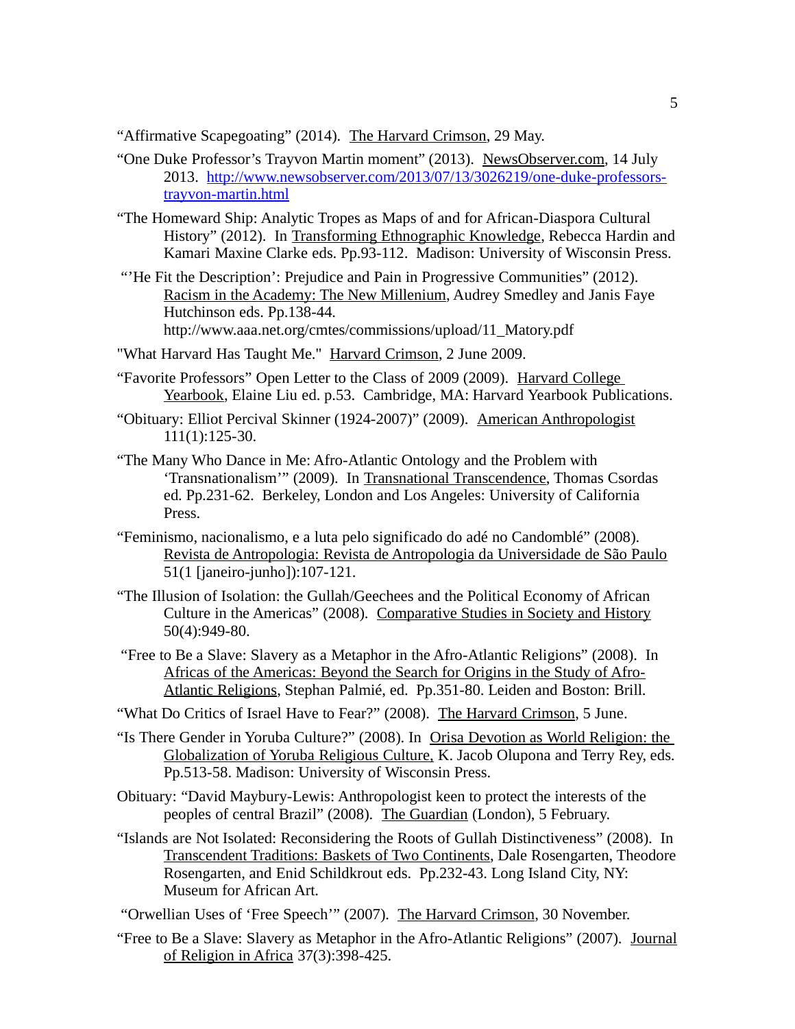"Affirmative Scapegoating" (2014). The Harvard Crimson, 29 May.

"One Duke Professor's Trayvon Martin moment" (2013). NewsObserver.com, 14 July 2013. http://www.newsobserver.com/2013/07/13/3026219/one-duke-professors-trayvon-martin.html

"The Homeward Ship: Analytic Tropes as Maps of and for African-Diaspora Cultural History" (2012). In Transforming Ethnographic Knowledge, Rebecca Hardin and Kamari Maxine Clarke eds. Pp.93-112. Madison: University of Wisconsin Press.

"'He Fit the Description': Prejudice and Pain in Progressive Communities" (2012). Racism in the Academy: The New Millenium, Audrey Smedley and Janis Faye Hutchinson eds. Pp.138-44. http://www.aaa.net.org/cmtes/commissions/upload/11_Matory.pdf

"What Harvard Has Taught Me." Harvard Crimson, 2 June 2009.

"Favorite Professors" Open Letter to the Class of 2009 (2009). Harvard College Yearbook, Elaine Liu ed. p.53. Cambridge, MA: Harvard Yearbook Publications.

"Obituary: Elliot Percival Skinner (1924-2007)" (2009). American Anthropologist 111(1):125-30.

"The Many Who Dance in Me: Afro-Atlantic Ontology and the Problem with 'Transnationalism'" (2009). In Transnational Transcendence, Thomas Csordas ed. Pp.231-62. Berkeley, London and Los Angeles: University of California Press.

"Feminismo, nacionalismo, e a luta pelo significado do adé no Candomblé" (2008). Revista de Antropologia: Revista de Antropologia da Universidade de São Paulo 51(1 [janeiro-junho]):107-121.

"The Illusion of Isolation: the Gullah/Geechees and the Political Economy of African Culture in the Americas" (2008). Comparative Studies in Society and History 50(4):949-80.

"Free to Be a Slave: Slavery as a Metaphor in the Afro-Atlantic Religions" (2008). In Africas of the Americas: Beyond the Search for Origins in the Study of Afro-Atlantic Religions, Stephan Palmié, ed. Pp.351-80. Leiden and Boston: Brill.

"What Do Critics of Israel Have to Fear?" (2008). The Harvard Crimson, 5 June.

"Is There Gender in Yoruba Culture?" (2008). In Orisa Devotion as World Religion: the Globalization of Yoruba Religious Culture, K. Jacob Olupona and Terry Rey, eds. Pp.513-58. Madison: University of Wisconsin Press.

Obituary: "David Maybury-Lewis: Anthropologist keen to protect the interests of the peoples of central Brazil" (2008). The Guardian (London), 5 February.

"Islands are Not Isolated: Reconsidering the Roots of Gullah Distinctiveness" (2008). In Transcendent Traditions: Baskets of Two Continents, Dale Rosengarten, Theodore Rosengarten, and Enid Schildkrout eds. Pp.232-43. Long Island City, NY: Museum for African Art.

"Orwellian Uses of 'Free Speech'" (2007). The Harvard Crimson, 30 November.

"Free to Be a Slave: Slavery as Metaphor in the Afro-Atlantic Religions" (2007). Journal of Religion in Africa 37(3):398-425.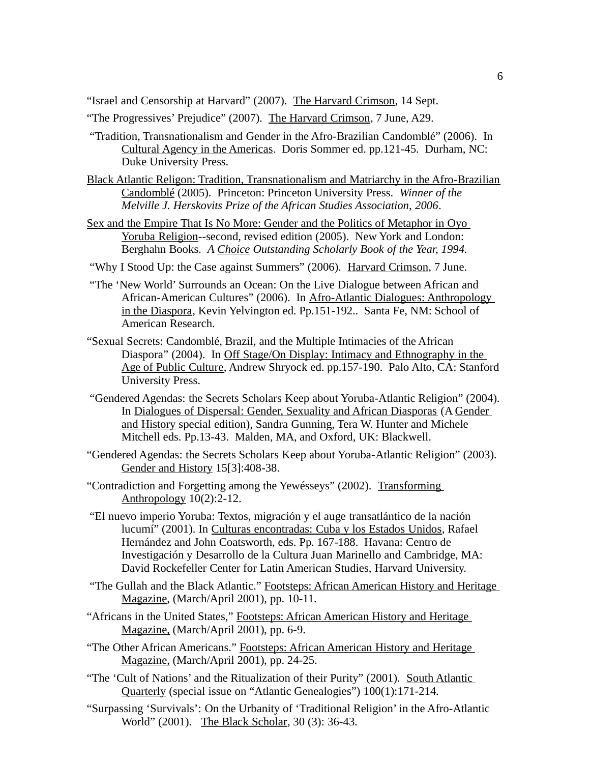"Israel and Censorship at Harvard" (2007). The Harvard Crimson, 14 Sept.

"The Progressives' Prejudice" (2007). The Harvard Crimson, 7 June, A29.

"Tradition, Transnationalism and Gender in the Afro-Brazilian Candomblé" (2006). In Cultural Agency in the Americas. Doris Sommer ed. pp.121-45. Durham, NC: Duke University Press.

Black Atlantic Religon: Tradition, Transnationalism and Matriarchy in the Afro-Brazilian Candomblé (2005). Princeton: Princeton University Press. *Winner of the Melville J. Herskovits Prize of the African Studies Association, 2006*.

Sex and the Empire That Is No More: Gender and the Politics of Metaphor in Oyo Yoruba Religion--second, revised edition (2005). New York and London: Berghahn Books. *A Choice Outstanding Scholarly Book of the Year, 1994.*

"Why I Stood Up: the Case against Summers" (2006). Harvard Crimson, 7 June.

"The 'New World' Surrounds an Ocean: On the Live Dialogue between African and African-American Cultures" (2006). In Afro-Atlantic Dialogues: Anthropology in the Diaspora, Kevin Yelvington ed. Pp.151-192.. Santa Fe, NM: School of American Research.

"Sexual Secrets: Candomblé, Brazil, and the Multiple Intimacies of the African Diaspora" (2004). In Off Stage/On Display: Intimacy and Ethnography in the Age of Public Culture, Andrew Shryock ed. pp.157-190. Palo Alto, CA: Stanford University Press.

"Gendered Agendas: the Secrets Scholars Keep about Yoruba-Atlantic Religion" (2004). In Dialogues of Dispersal: Gender, Sexuality and African Diasporas (A Gender and History special edition), Sandra Gunning, Tera W. Hunter and Michele Mitchell eds. Pp.13-43. Malden, MA, and Oxford, UK: Blackwell.

"Gendered Agendas: the Secrets Scholars Keep about Yoruba-Atlantic Religion" (2003). Gender and History 15[3]:408-38.

"Contradiction and Forgetting among the Yewésseys" (2002). Transforming Anthropology 10(2):2-12.

"El nuevo imperio Yoruba: Textos, migración y el auge transatlántico de la nación lucumí" (2001). In Culturas encontradas: Cuba y los Estados Unidos, Rafael Hernández and John Coatsworth, eds. Pp. 167-188. Havana: Centro de Investigación y Desarrollo de la Cultura Juan Marinello and Cambridge, MA: David Rockefeller Center for Latin American Studies, Harvard University.

"The Gullah and the Black Atlantic." Footsteps: African American History and Heritage Magazine, (March/April 2001), pp. 10-11.

"Africans in the United States," Footsteps: African American History and Heritage Magazine, (March/April 2001), pp. 6-9.

"The Other African Americans." Footsteps: African American History and Heritage Magazine, (March/April 2001), pp. 24-25.

"The 'Cult of Nations' and the Ritualization of their Purity" (2001). South Atlantic Quarterly (special issue on "Atlantic Genealogies") 100(1):171-214.

"Surpassing 'Survivals': On the Urbanity of 'Traditional Religion' in the Afro-Atlantic World" (2001). The Black Scholar, 30 (3): 36-43.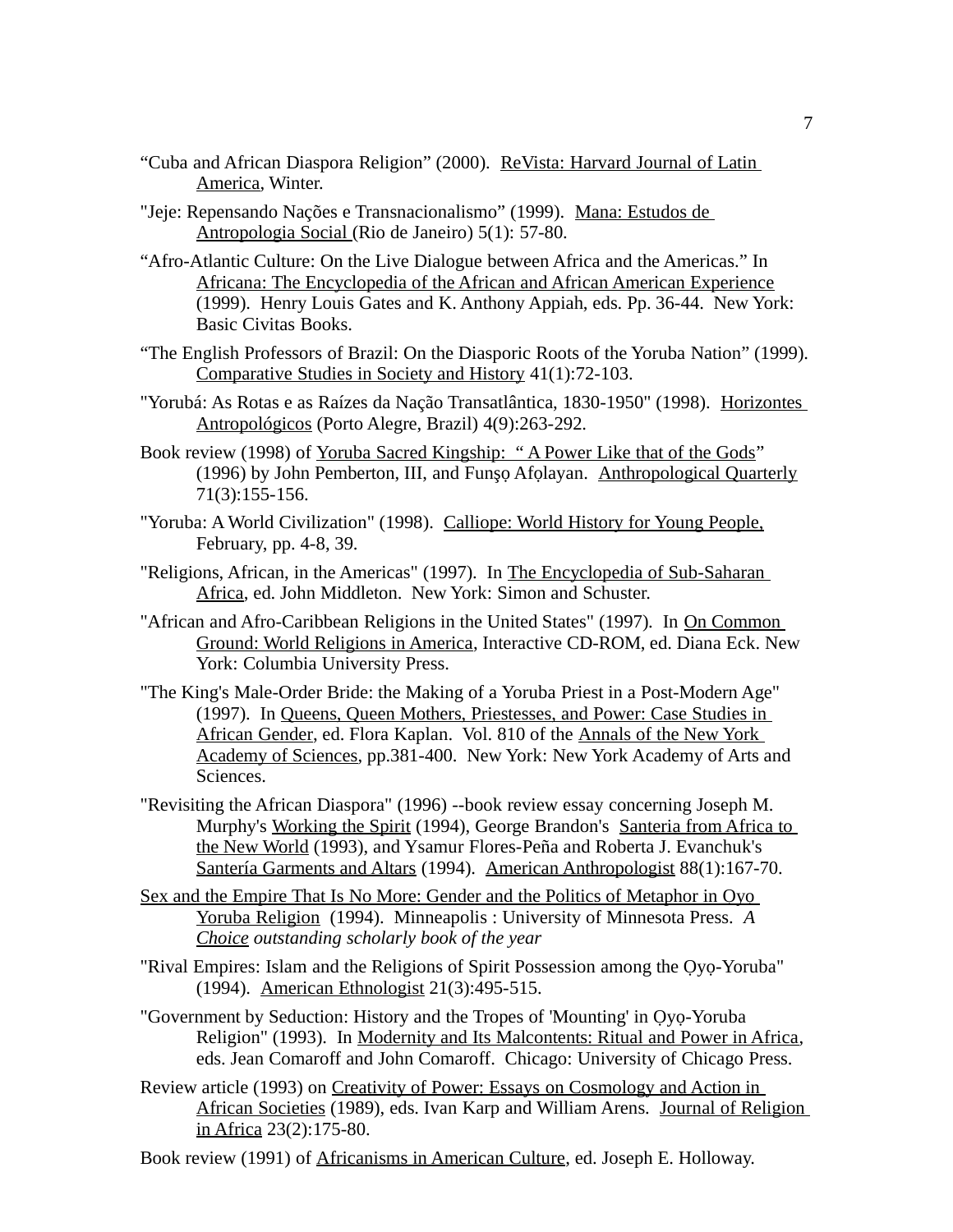"Cuba and African Diaspora Religion" (2000). ReVista: Harvard Journal of Latin America, Winter.

"Jeje: Repensando Nações e Transnacionalismo" (1999). Mana: Estudos de Antropologia Social (Rio de Janeiro) 5(1): 57-80.

"Afro-Atlantic Culture: On the Live Dialogue between Africa and the Americas." In Africana: The Encyclopedia of the African and African American Experience (1999). Henry Louis Gates and K. Anthony Appiah, eds. Pp. 36-44. New York: Basic Civitas Books.

"The English Professors of Brazil: On the Diasporic Roots of the Yoruba Nation" (1999). Comparative Studies in Society and History 41(1):72-103.

"Yorubá: As Rotas e as Raízes da Nação Transatlântica, 1830-1950" (1998). Horizontes Antropológicos (Porto Alegre, Brazil) 4(9):263-292.

Book review (1998) of Yoruba Sacred Kingship: " A Power Like that of the Gods" (1996) by John Pemberton, III, and Funṣọ Afọlayan. Anthropological Quarterly 71(3):155-156.

"Yoruba: A World Civilization" (1998). Calliope: World History for Young People, February, pp. 4-8, 39.

"Religions, African, in the Americas" (1997). In The Encyclopedia of Sub-Saharan Africa, ed. John Middleton. New York: Simon and Schuster.

"African and Afro-Caribbean Religions in the United States" (1997). In On Common Ground: World Religions in America, Interactive CD-ROM, ed. Diana Eck. New York: Columbia University Press.

"The King's Male-Order Bride: the Making of a Yoruba Priest in a Post-Modern Age" (1997). In Queens, Queen Mothers, Priestesses, and Power: Case Studies in African Gender, ed. Flora Kaplan. Vol. 810 of the Annals of the New York Academy of Sciences, pp.381-400. New York: New York Academy of Arts and Sciences.

"Revisiting the African Diaspora" (1996) --book review essay concerning Joseph M. Murphy's Working the Spirit (1994), George Brandon's Santeria from Africa to the New World (1993), and Ysamur Flores-Peña and Roberta J. Evanchuk's Santería Garments and Altars (1994). American Anthropologist 88(1):167-70.

Sex and the Empire That Is No More: Gender and the Politics of Metaphor in Oyo Yoruba Religion (1994). Minneapolis : University of Minnesota Press. *A Choice outstanding scholarly book of the year*

"Rival Empires: Islam and the Religions of Spirit Possession among the Ọyọ-Yoruba" (1994). American Ethnologist 21(3):495-515.

"Government by Seduction: History and the Tropes of 'Mounting' in Ọyọ-Yoruba Religion" (1993). In Modernity and Its Malcontents: Ritual and Power in Africa, eds. Jean Comaroff and John Comaroff. Chicago: University of Chicago Press.

Review article (1993) on Creativity of Power: Essays on Cosmology and Action in African Societies (1989), eds. Ivan Karp and William Arens. Journal of Religion in Africa 23(2):175-80.

Book review (1991) of Africanisms in American Culture, ed. Joseph E. Holloway.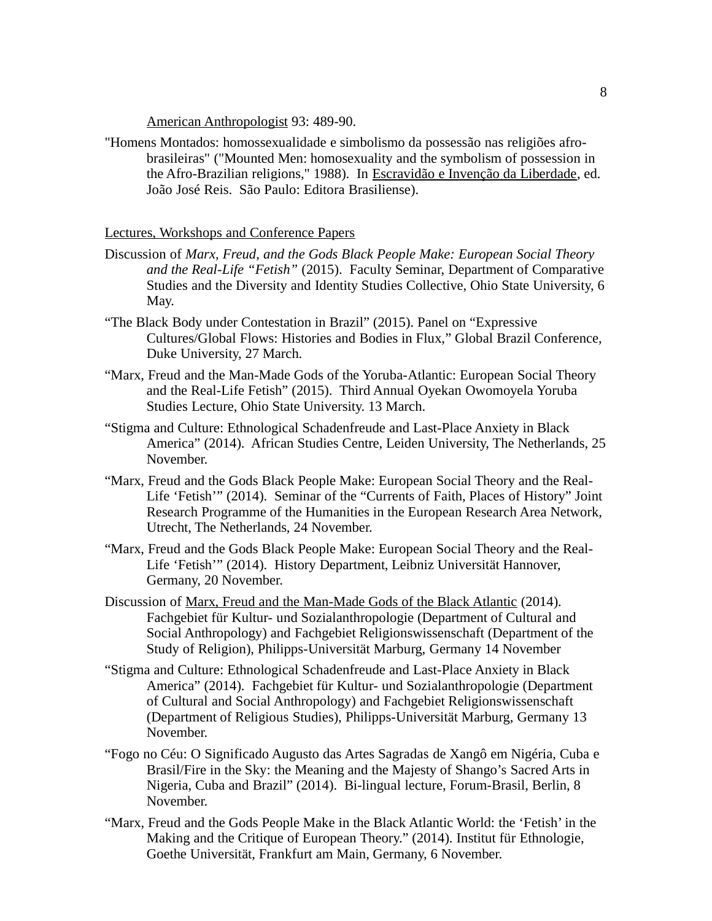American Anthropologist 93: 489-90.

"Homens Montados: homossexualidade e simbolismo da possessão nas religiões afro-brasileiras" ("Mounted Men: homosexuality and the symbolism of possession in the Afro-Brazilian religions," 1988). In Escravidão e Invenção da Liberdade, ed. João José Reis. São Paulo: Editora Brasiliense).

## Lectures, Workshops and Conference Papers

Discussion of *Marx, Freud, and the Gods Black People Make: European Social Theory and the Real-Life "Fetish"* (2015). Faculty Seminar, Department of Comparative Studies and the Diversity and Identity Studies Collective, Ohio State University, 6 May.

"The Black Body under Contestation in Brazil" (2015). Panel on "Expressive Cultures/Global Flows: Histories and Bodies in Flux," Global Brazil Conference, Duke University, 27 March.

"Marx, Freud and the Man-Made Gods of the Yoruba-Atlantic: European Social Theory and the Real-Life Fetish" (2015). Third Annual Oyekan Owomoyela Yoruba Studies Lecture, Ohio State University. 13 March.

"Stigma and Culture: Ethnological Schadenfreude and Last-Place Anxiety in Black America" (2014). African Studies Centre, Leiden University, The Netherlands, 25 November.

"Marx, Freud and the Gods Black People Make: European Social Theory and the Real-Life 'Fetish'" (2014). Seminar of the "Currents of Faith, Places of History" Joint Research Programme of the Humanities in the European Research Area Network, Utrecht, The Netherlands, 24 November.

"Marx, Freud and the Gods Black People Make: European Social Theory and the Real-Life 'Fetish'" (2014). History Department, Leibniz Universität Hannover, Germany, 20 November.

Discussion of Marx, Freud and the Man-Made Gods of the Black Atlantic (2014). Fachgebiet für Kultur- und Sozialanthropologie (Department of Cultural and Social Anthropology) and Fachgebiet Religionswissenschaft (Department of the Study of Religion), Philipps-Universität Marburg, Germany 14 November

"Stigma and Culture: Ethnological Schadenfreude and Last-Place Anxiety in Black America" (2014). Fachgebiet für Kultur- und Sozialanthropologie (Department of Cultural and Social Anthropology) and Fachgebiet Religionswissenschaft (Department of Religious Studies), Philipps-Universität Marburg, Germany 13 November.

"Fogo no Céu: O Significado Augusto das Artes Sagradas de Xangô em Nigéria, Cuba e Brasil/Fire in the Sky: the Meaning and the Majesty of Shango's Sacred Arts in Nigeria, Cuba and Brazil" (2014). Bi-lingual lecture, Forum-Brasil, Berlin, 8 November.

"Marx, Freud and the Gods People Make in the Black Atlantic World: the 'Fetish' in the Making and the Critique of European Theory." (2014). Institut für Ethnologie, Goethe Universität, Frankfurt am Main, Germany, 6 November.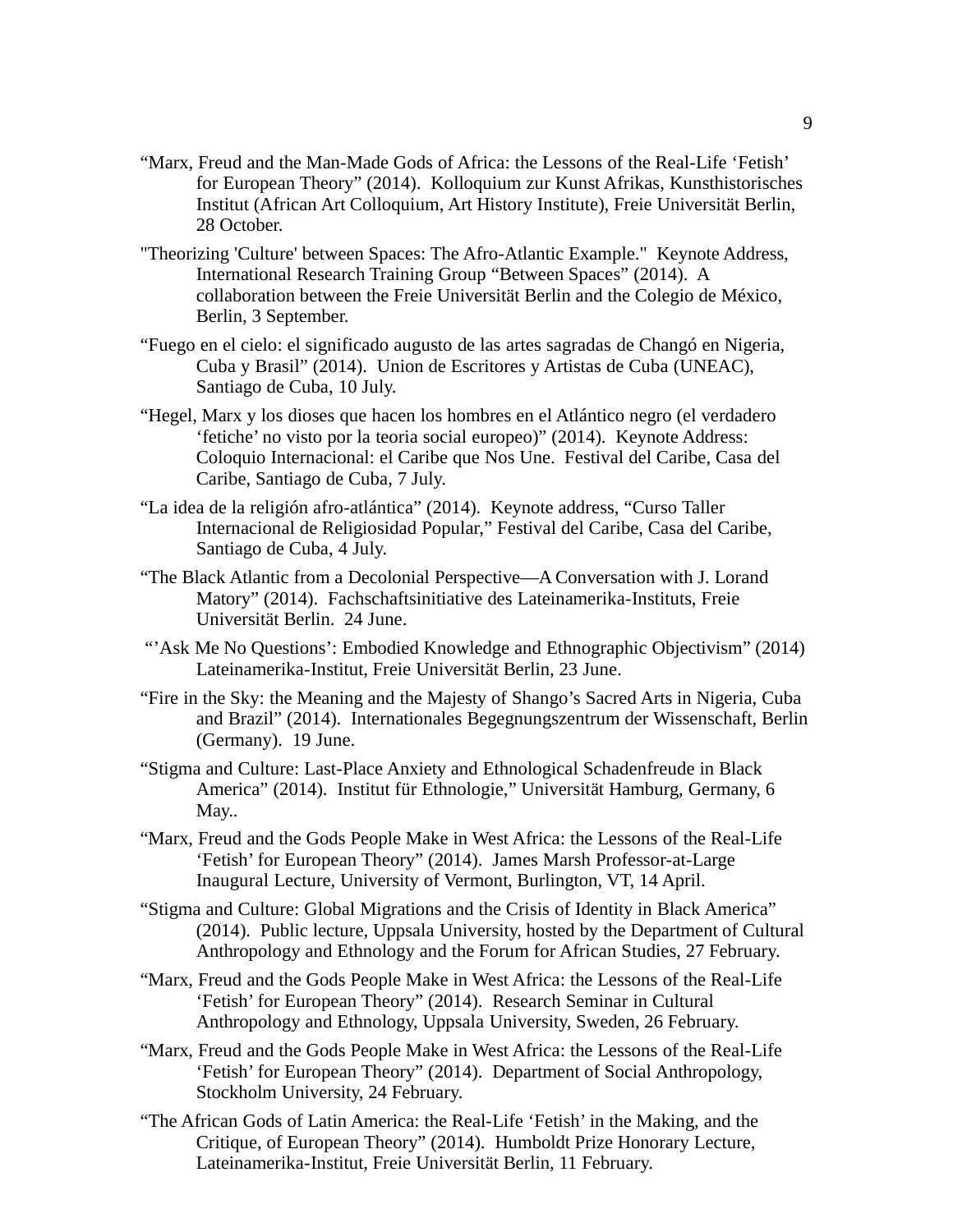“Marx, Freud and the Man-Made Gods of Africa: the Lessons of the Real-Life ‘Fetish’ for European Theory” (2014). Kolloquium zur Kunst Afrikas, Kunsthistorisches Institut (African Art Colloquium, Art History Institute), Freie Universität Berlin, 28 October.

"Theorizing 'Culture' between Spaces: The Afro-Atlantic Example." Keynote Address, International Research Training Group “Between Spaces” (2014). A collaboration between the Freie Universität Berlin and the Colegio de México, Berlin, 3 September.

“Fuego en el cielo: el significado augusto de las artes sagradas de Changó en Nigeria, Cuba y Brasil” (2014). Union de Escritores y Artistas de Cuba (UNEAC), Santiago de Cuba, 10 July.

“Hegel, Marx y los dioses que hacen los hombres en el Atlántico negro (el verdadero ‘fetiche’ no visto por la teoria social europeo)” (2014). Keynote Address: Coloquio Internacional: el Caribe que Nos Une. Festival del Caribe, Casa del Caribe, Santiago de Cuba, 7 July.

“La idea de la religión afro-atlántica” (2014). Keynote address, “Curso Taller Internacional de Religiosidad Popular,” Festival del Caribe, Casa del Caribe, Santiago de Cuba, 4 July.

“The Black Atlantic from a Decolonial Perspective—A Conversation with J. Lorand Matory” (2014). Fachschaftsinitiative des Lateinamerika-Instituts, Freie Universität Berlin. 24 June.

“’Ask Me No Questions’: Embodied Knowledge and Ethnographic Objectivism” (2014) Lateinamerika-Institut, Freie Universität Berlin, 23 June.

“Fire in the Sky: the Meaning and the Majesty of Shango’s Sacred Arts in Nigeria, Cuba and Brazil” (2014). Internationales Begegnungszentrum der Wissenschaft, Berlin (Germany). 19 June.

“Stigma and Culture: Last-Place Anxiety and Ethnological Schadenfreude in Black America” (2014). Institut für Ethnologie,” Universität Hamburg, Germany, 6 May..

“Marx, Freud and the Gods People Make in West Africa: the Lessons of the Real-Life ‘Fetish’ for European Theory” (2014). James Marsh Professor-at-Large Inaugural Lecture, University of Vermont, Burlington, VT, 14 April.

“Stigma and Culture: Global Migrations and the Crisis of Identity in Black America” (2014). Public lecture, Uppsala University, hosted by the Department of Cultural Anthropology and Ethnology and the Forum for African Studies, 27 February.

“Marx, Freud and the Gods People Make in West Africa: the Lessons of the Real-Life ‘Fetish’ for European Theory” (2014). Research Seminar in Cultural Anthropology and Ethnology, Uppsala University, Sweden, 26 February.

“Marx, Freud and the Gods People Make in West Africa: the Lessons of the Real-Life ‘Fetish’ for European Theory” (2014). Department of Social Anthropology, Stockholm University, 24 February.

“The African Gods of Latin America: the Real-Life ‘Fetish’ in the Making, and the Critique, of European Theory” (2014). Humboldt Prize Honorary Lecture, Lateinamerika-Institut, Freie Universität Berlin, 11 February.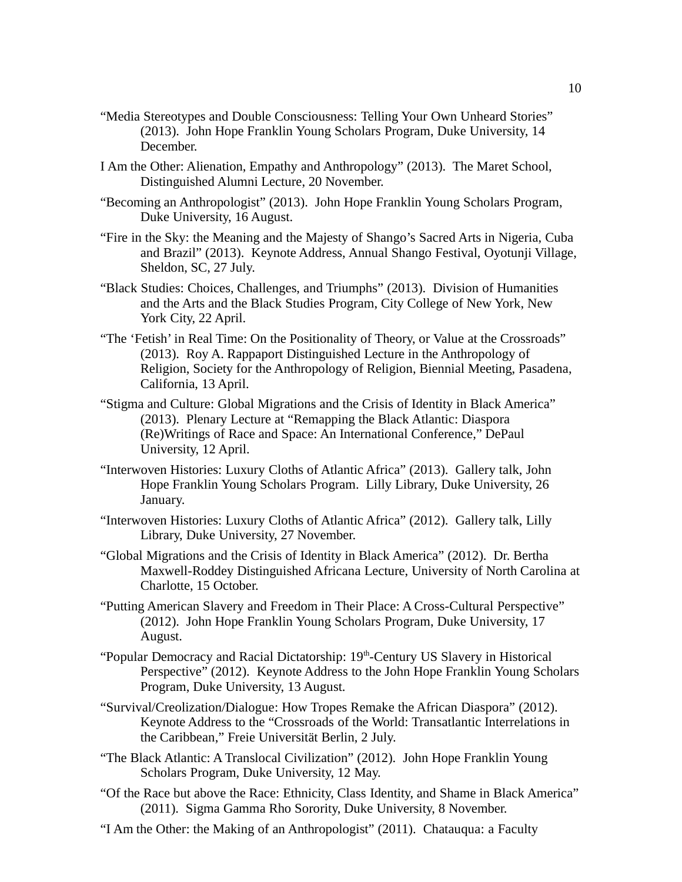"Media Stereotypes and Double Consciousness: Telling Your Own Unheard Stories" (2013). John Hope Franklin Young Scholars Program, Duke University, 14 December.

I Am the Other: Alienation, Empathy and Anthropology" (2013). The Maret School, Distinguished Alumni Lecture, 20 November.

"Becoming an Anthropologist" (2013). John Hope Franklin Young Scholars Program, Duke University, 16 August.

"Fire in the Sky: the Meaning and the Majesty of Shango's Sacred Arts in Nigeria, Cuba and Brazil" (2013). Keynote Address, Annual Shango Festival, Oyotunji Village, Sheldon, SC, 27 July.

"Black Studies: Choices, Challenges, and Triumphs" (2013). Division of Humanities and the Arts and the Black Studies Program, City College of New York, New York City, 22 April.

"The 'Fetish' in Real Time: On the Positionality of Theory, or Value at the Crossroads" (2013). Roy A. Rappaport Distinguished Lecture in the Anthropology of Religion, Society for the Anthropology of Religion, Biennial Meeting, Pasadena, California, 13 April.

"Stigma and Culture: Global Migrations and the Crisis of Identity in Black America" (2013). Plenary Lecture at "Remapping the Black Atlantic: Diaspora (Re)Writings of Race and Space: An International Conference," DePaul University, 12 April.

"Interwoven Histories: Luxury Cloths of Atlantic Africa" (2013). Gallery talk, John Hope Franklin Young Scholars Program. Lilly Library, Duke University, 26 January.

"Interwoven Histories: Luxury Cloths of Atlantic Africa" (2012). Gallery talk, Lilly Library, Duke University, 27 November.

"Global Migrations and the Crisis of Identity in Black America" (2012). Dr. Bertha Maxwell-Roddey Distinguished Africana Lecture, University of North Carolina at Charlotte, 15 October.

"Putting American Slavery and Freedom in Their Place: A Cross-Cultural Perspective" (2012). John Hope Franklin Young Scholars Program, Duke University, 17 August.

"Popular Democracy and Racial Dictatorship: 19th-Century US Slavery in Historical Perspective" (2012). Keynote Address to the John Hope Franklin Young Scholars Program, Duke University, 13 August.

"Survival/Creolization/Dialogue: How Tropes Remake the African Diaspora" (2012). Keynote Address to the "Crossroads of the World: Transatlantic Interrelations in the Caribbean," Freie Universität Berlin, 2 July.

"The Black Atlantic: A Translocal Civilization" (2012). John Hope Franklin Young Scholars Program, Duke University, 12 May.

"Of the Race but above the Race: Ethnicity, Class Identity, and Shame in Black America" (2011). Sigma Gamma Rho Sorority, Duke University, 8 November.

"I Am the Other: the Making of an Anthropologist" (2011). Chatauqua: a Faculty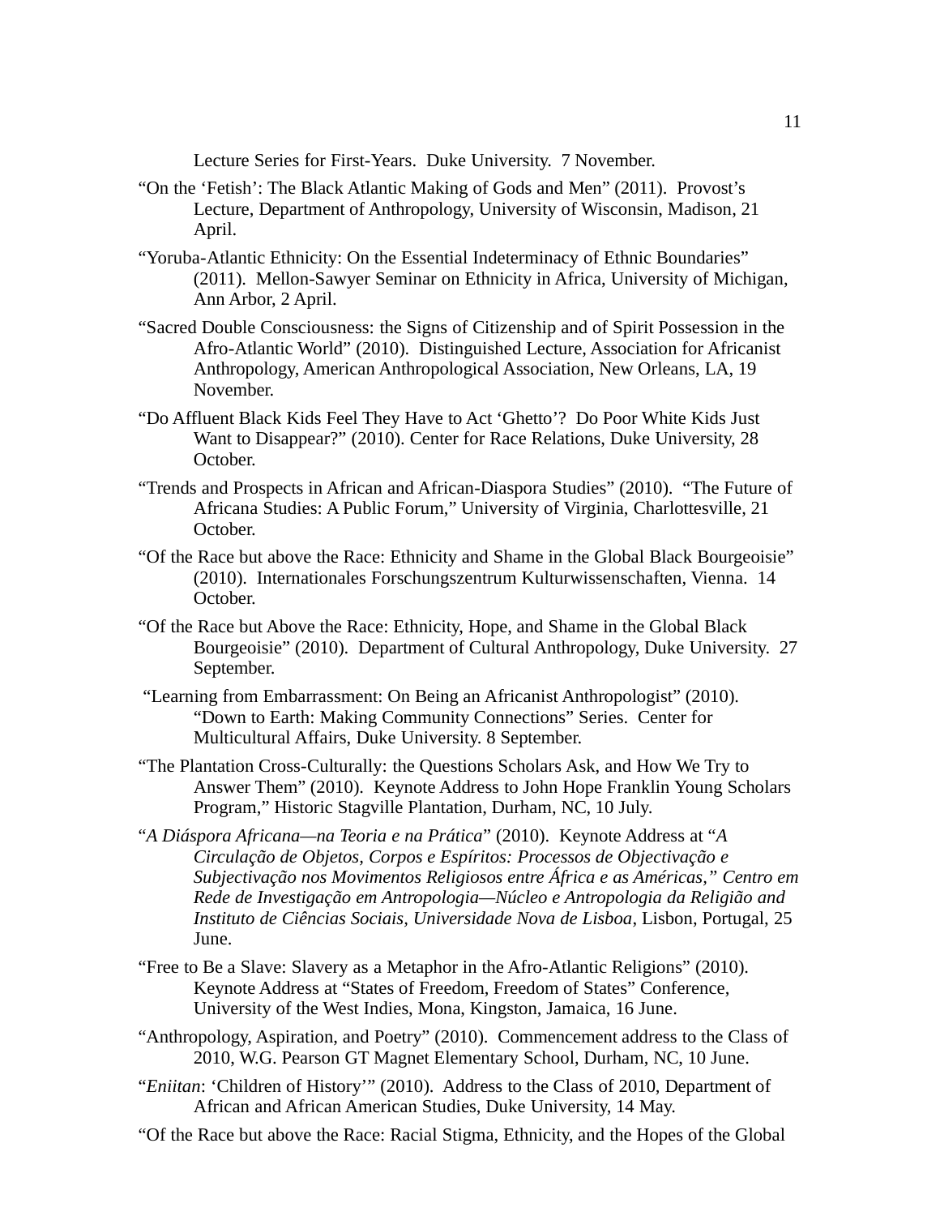Lecture Series for First-Years. Duke University. 7 November.

"On the 'Fetish': The Black Atlantic Making of Gods and Men" (2011). Provost's Lecture, Department of Anthropology, University of Wisconsin, Madison, 21 April.

"Yoruba-Atlantic Ethnicity: On the Essential Indeterminacy of Ethnic Boundaries" (2011). Mellon-Sawyer Seminar on Ethnicity in Africa, University of Michigan, Ann Arbor, 2 April.

"Sacred Double Consciousness: the Signs of Citizenship and of Spirit Possession in the Afro-Atlantic World" (2010). Distinguished Lecture, Association for Africanist Anthropology, American Anthropological Association, New Orleans, LA, 19 November.

"Do Affluent Black Kids Feel They Have to Act 'Ghetto'? Do Poor White Kids Just Want to Disappear?" (2010). Center for Race Relations, Duke University, 28 October.

"Trends and Prospects in African and African-Diaspora Studies" (2010). "The Future of Africana Studies: A Public Forum," University of Virginia, Charlottesville, 21 October.

"Of the Race but above the Race: Ethnicity and Shame in the Global Black Bourgeoisie" (2010). Internationales Forschungszentrum Kulturwissenschaften, Vienna. 14 October.

"Of the Race but Above the Race: Ethnicity, Hope, and Shame in the Global Black Bourgeoisie" (2010). Department of Cultural Anthropology, Duke University. 27 September.

"Learning from Embarrassment: On Being an Africanist Anthropologist" (2010). "Down to Earth: Making Community Connections" Series. Center for Multicultural Affairs, Duke University. 8 September.

"The Plantation Cross-Culturally: the Questions Scholars Ask, and How We Try to Answer Them" (2010). Keynote Address to John Hope Franklin Young Scholars Program," Historic Stagville Plantation, Durham, NC, 10 July.

"*A Diáspora Africana—na Teoria e na Prática*" (2010). Keynote Address at "*A Circulação de Objetos, Corpos e Espíritos: Processos de Objectivação e Subjectivação nos Movimentos Religiosos entre África e as Américas," Centro em Rede de Investigação em Antropologia—Núcleo e Antropologia da Religião and Instituto de Ciências Sociais, Universidade Nova de Lisboa*, Lisbon, Portugal, 25 June.

"Free to Be a Slave: Slavery as a Metaphor in the Afro-Atlantic Religions" (2010). Keynote Address at "States of Freedom, Freedom of States" Conference, University of the West Indies, Mona, Kingston, Jamaica, 16 June.

"Anthropology, Aspiration, and Poetry" (2010). Commencement address to the Class of 2010, W.G. Pearson GT Magnet Elementary School, Durham, NC, 10 June.

"*Eniitan*: 'Children of History'" (2010). Address to the Class of 2010, Department of African and African American Studies, Duke University, 14 May.

"Of the Race but above the Race: Racial Stigma, Ethnicity, and the Hopes of the Global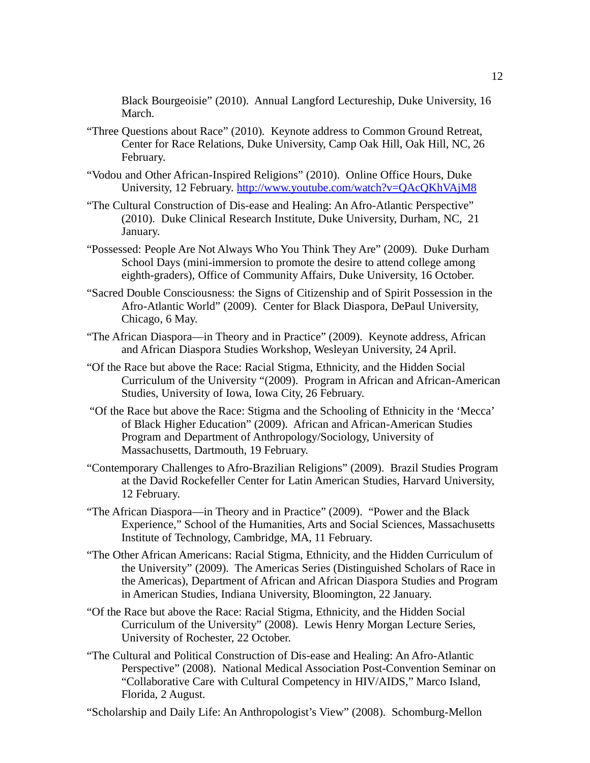Black Bourgeoisie" (2010). Annual Langford Lectureship, Duke University, 16 March.

"Three Questions about Race" (2010). Keynote address to Common Ground Retreat, Center for Race Relations, Duke University, Camp Oak Hill, Oak Hill, NC, 26 February.

"Vodou and Other African-Inspired Religions" (2010). Online Office Hours, Duke University, 12 February. http://www.youtube.com/watch?v=QAcQKhVAjM8

"The Cultural Construction of Dis-ease and Healing: An Afro-Atlantic Perspective" (2010). Duke Clinical Research Institute, Duke University, Durham, NC, 21 January.

"Possessed: People Are Not Always Who You Think They Are" (2009). Duke Durham School Days (mini-immersion to promote the desire to attend college among eighth-graders), Office of Community Affairs, Duke University, 16 October.

"Sacred Double Consciousness: the Signs of Citizenship and of Spirit Possession in the Afro-Atlantic World" (2009). Center for Black Diaspora, DePaul University, Chicago, 6 May.

"The African Diaspora—in Theory and in Practice" (2009). Keynote address, African and African Diaspora Studies Workshop, Wesleyan University, 24 April.

"Of the Race but above the Race: Racial Stigma, Ethnicity, and the Hidden Social Curriculum of the University "(2009). Program in African and African-American Studies, University of Iowa, Iowa City, 26 February.

"Of the Race but above the Race: Stigma and the Schooling of Ethnicity in the 'Mecca' of Black Higher Education" (2009). African and African-American Studies Program and Department of Anthropology/Sociology, University of Massachusetts, Dartmouth, 19 February.

"Contemporary Challenges to Afro-Brazilian Religions" (2009). Brazil Studies Program at the David Rockefeller Center for Latin American Studies, Harvard University, 12 February.

"The African Diaspora—in Theory and in Practice" (2009). "Power and the Black Experience," School of the Humanities, Arts and Social Sciences, Massachusetts Institute of Technology, Cambridge, MA, 11 February.

"The Other African Americans: Racial Stigma, Ethnicity, and the Hidden Curriculum of the University" (2009). The Americas Series (Distinguished Scholars of Race in the Americas), Department of African and African Diaspora Studies and Program in American Studies, Indiana University, Bloomington, 22 January.

"Of the Race but above the Race: Racial Stigma, Ethnicity, and the Hidden Social Curriculum of the University" (2008). Lewis Henry Morgan Lecture Series, University of Rochester, 22 October.

"The Cultural and Political Construction of Dis-ease and Healing: An Afro-Atlantic Perspective" (2008). National Medical Association Post-Convention Seminar on "Collaborative Care with Cultural Competency in HIV/AIDS," Marco Island, Florida, 2 August.

"Scholarship and Daily Life: An Anthropologist's View" (2008). Schomburg-Mellon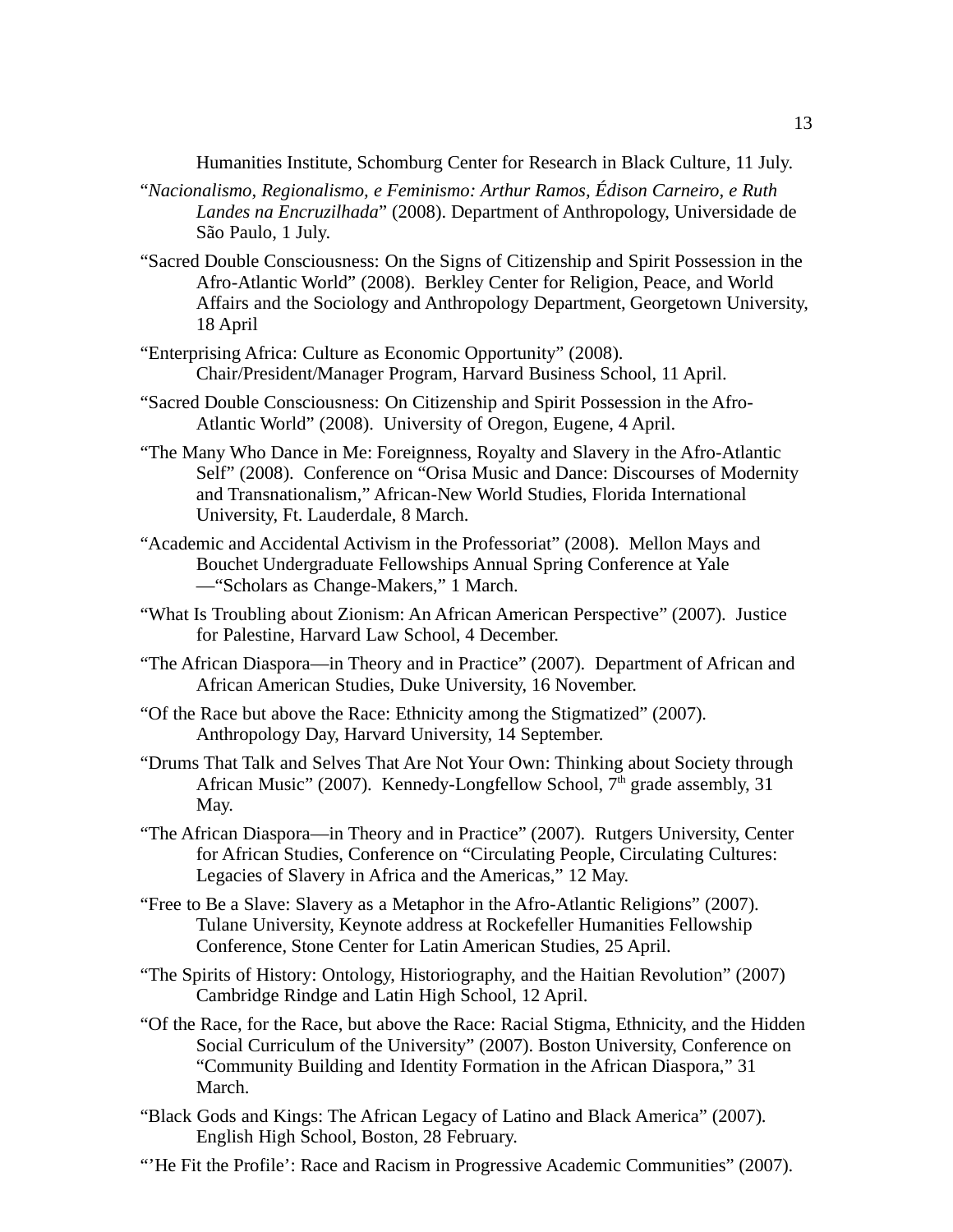Humanities Institute, Schomburg Center for Research in Black Culture, 11 July.

"*Nacionalismo, Regionalismo, e Feminismo: Arthur Ramos, Édison Carneiro, e Ruth Landes na Encruzilhada*" (2008). Department of Anthropology, Universidade de São Paulo, 1 July.

"Sacred Double Consciousness: On the Signs of Citizenship and Spirit Possession in the Afro-Atlantic World" (2008). Berkley Center for Religion, Peace, and World Affairs and the Sociology and Anthropology Department, Georgetown University, 18 April

"Enterprising Africa: Culture as Economic Opportunity" (2008). Chair/President/Manager Program, Harvard Business School, 11 April.

"Sacred Double Consciousness: On Citizenship and Spirit Possession in the Afro-Atlantic World" (2008). University of Oregon, Eugene, 4 April.

"The Many Who Dance in Me: Foreignness, Royalty and Slavery in the Afro-Atlantic Self" (2008). Conference on "Orisa Music and Dance: Discourses of Modernity and Transnationalism," African-New World Studies, Florida International University, Ft. Lauderdale, 8 March.

"Academic and Accidental Activism in the Professoriat" (2008). Mellon Mays and Bouchet Undergraduate Fellowships Annual Spring Conference at Yale —"Scholars as Change-Makers," 1 March.

"What Is Troubling about Zionism: An African American Perspective" (2007). Justice for Palestine, Harvard Law School, 4 December.

"The African Diaspora—in Theory and in Practice" (2007). Department of African and African American Studies, Duke University, 16 November.

"Of the Race but above the Race: Ethnicity among the Stigmatized" (2007). Anthropology Day, Harvard University, 14 September.

"Drums That Talk and Selves That Are Not Your Own: Thinking about Society through African Music" (2007). Kennedy-Longfellow School, 7th grade assembly, 31 May.

"The African Diaspora—in Theory and in Practice" (2007). Rutgers University, Center for African Studies, Conference on "Circulating People, Circulating Cultures: Legacies of Slavery in Africa and the Americas," 12 May.

"Free to Be a Slave: Slavery as a Metaphor in the Afro-Atlantic Religions" (2007). Tulane University, Keynote address at Rockefeller Humanities Fellowship Conference, Stone Center for Latin American Studies, 25 April.

"The Spirits of History: Ontology, Historiography, and the Haitian Revolution" (2007) Cambridge Rindge and Latin High School, 12 April.

"Of the Race, for the Race, but above the Race: Racial Stigma, Ethnicity, and the Hidden Social Curriculum of the University" (2007). Boston University, Conference on "Community Building and Identity Formation in the African Diaspora," 31 March.

"Black Gods and Kings: The African Legacy of Latino and Black America" (2007). English High School, Boston, 28 February.

"'He Fit the Profile': Race and Racism in Progressive Academic Communities" (2007).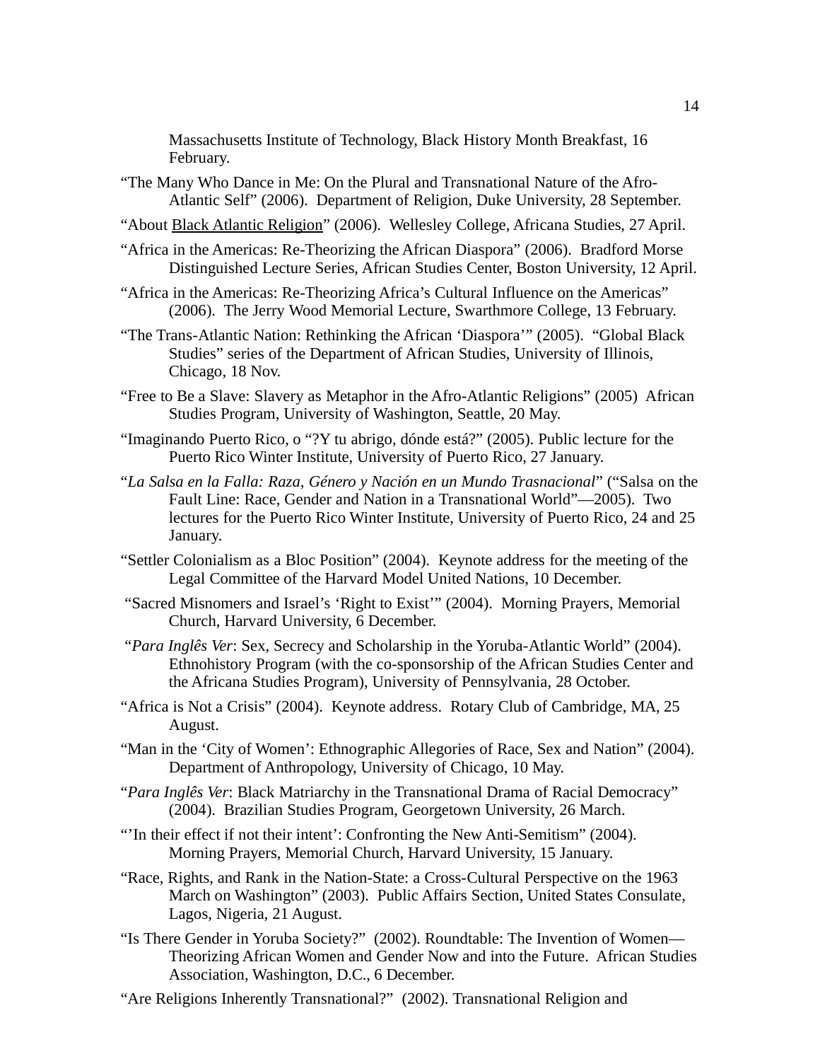Massachusetts Institute of Technology, Black History Month Breakfast, 16 February.

"The Many Who Dance in Me: On the Plural and Transnational Nature of the Afro-Atlantic Self" (2006). Department of Religion, Duke University, 28 September.

"About Black Atlantic Religion" (2006). Wellesley College, Africana Studies, 27 April.

"Africa in the Americas: Re-Theorizing the African Diaspora" (2006). Bradford Morse Distinguished Lecture Series, African Studies Center, Boston University, 12 April.

"Africa in the Americas: Re-Theorizing Africa's Cultural Influence on the Americas" (2006). The Jerry Wood Memorial Lecture, Swarthmore College, 13 February.

"The Trans-Atlantic Nation: Rethinking the African 'Diaspora'" (2005). "Global Black Studies" series of the Department of African Studies, University of Illinois, Chicago, 18 Nov.

"Free to Be a Slave: Slavery as Metaphor in the Afro-Atlantic Religions" (2005) African Studies Program, University of Washington, Seattle, 20 May.

"Imaginando Puerto Rico, o "?Y tu abrigo, dónde está?" (2005). Public lecture for the Puerto Rico Winter Institute, University of Puerto Rico, 27 January.

"*La Salsa en la Falla: Raza, Género y Nación en un Mundo Trasnacional*" ("Salsa on the Fault Line: Race, Gender and Nation in a Transnational World"—2005). Two lectures for the Puerto Rico Winter Institute, University of Puerto Rico, 24 and 25 January.

"Settler Colonialism as a Bloc Position" (2004). Keynote address for the meeting of the Legal Committee of the Harvard Model United Nations, 10 December.

"Sacred Misnomers and Israel's 'Right to Exist'" (2004). Morning Prayers, Memorial Church, Harvard University, 6 December.

"*Para Inglês Ver*: Sex, Secrecy and Scholarship in the Yoruba-Atlantic World" (2004). Ethnohistory Program (with the co-sponsorship of the African Studies Center and the Africana Studies Program), University of Pennsylvania, 28 October.

"Africa is Not a Crisis" (2004). Keynote address. Rotary Club of Cambridge, MA, 25 August.

"Man in the 'City of Women': Ethnographic Allegories of Race, Sex and Nation" (2004). Department of Anthropology, University of Chicago, 10 May.

"*Para Inglês Ver*: Black Matriarchy in the Transnational Drama of Racial Democracy" (2004). Brazilian Studies Program, Georgetown University, 26 March.

"'In their effect if not their intent': Confronting the New Anti-Semitism" (2004). Morning Prayers, Memorial Church, Harvard University, 15 January.

"Race, Rights, and Rank in the Nation-State: a Cross-Cultural Perspective on the 1963 March on Washington" (2003). Public Affairs Section, United States Consulate, Lagos, Nigeria, 21 August.

"Is There Gender in Yoruba Society?" (2002). Roundtable: The Invention of Women—Theorizing African Women and Gender Now and into the Future. African Studies Association, Washington, D.C., 6 December.

"Are Religions Inherently Transnational?" (2002). Transnational Religion and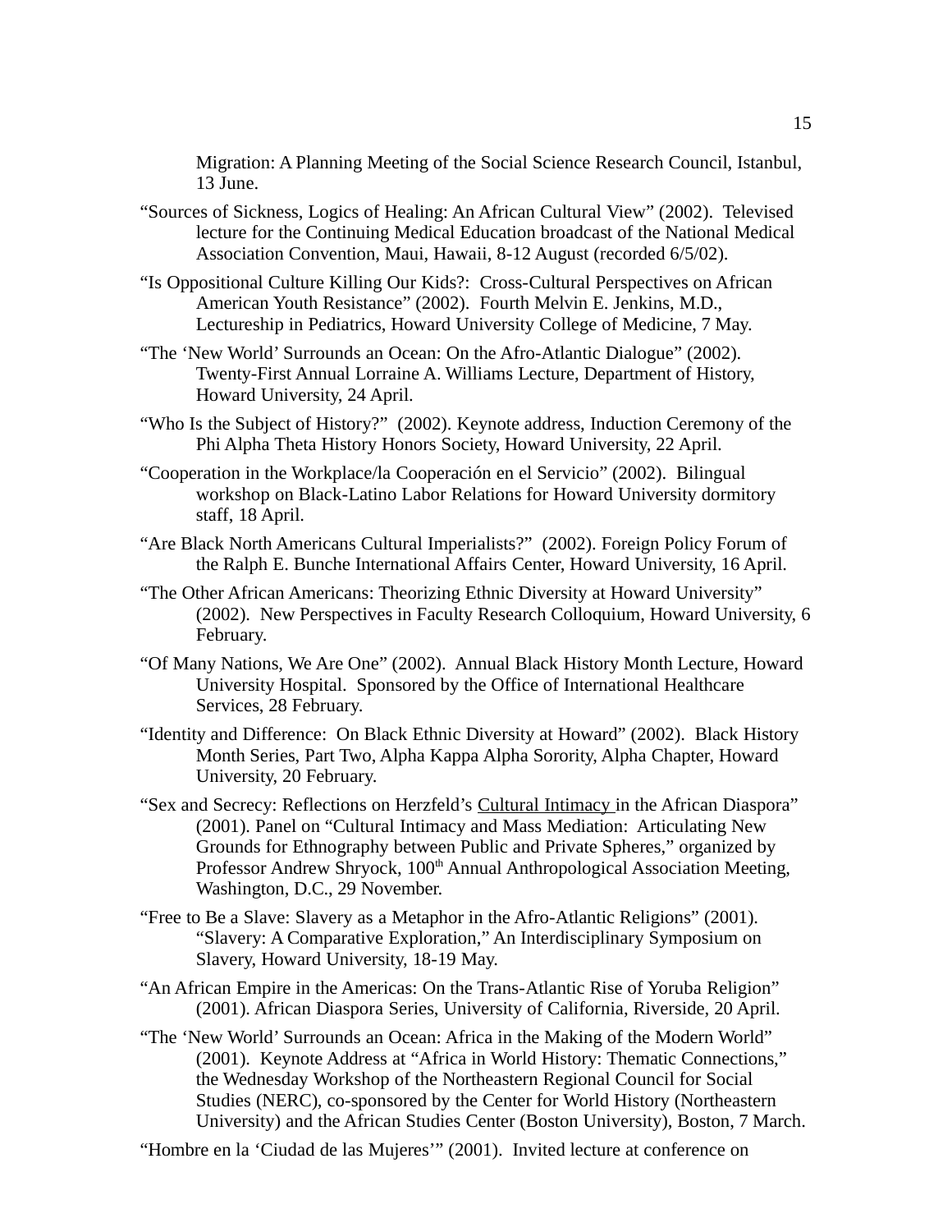Migration: A Planning Meeting of the Social Science Research Council, Istanbul, 13 June.

"Sources of Sickness, Logics of Healing: An African Cultural View" (2002). Televised lecture for the Continuing Medical Education broadcast of the National Medical Association Convention, Maui, Hawaii, 8-12 August (recorded 6/5/02).

"Is Oppositional Culture Killing Our Kids?: Cross-Cultural Perspectives on African American Youth Resistance" (2002). Fourth Melvin E. Jenkins, M.D., Lectureship in Pediatrics, Howard University College of Medicine, 7 May.

"The 'New World' Surrounds an Ocean: On the Afro-Atlantic Dialogue" (2002). Twenty-First Annual Lorraine A. Williams Lecture, Department of History, Howard University, 24 April.

"Who Is the Subject of History?" (2002). Keynote address, Induction Ceremony of the Phi Alpha Theta History Honors Society, Howard University, 22 April.

"Cooperation in the Workplace/la Cooperación en el Servicio" (2002). Bilingual workshop on Black-Latino Labor Relations for Howard University dormitory staff, 18 April.

"Are Black North Americans Cultural Imperialists?" (2002). Foreign Policy Forum of the Ralph E. Bunche International Affairs Center, Howard University, 16 April.

"The Other African Americans: Theorizing Ethnic Diversity at Howard University" (2002). New Perspectives in Faculty Research Colloquium, Howard University, 6 February.

"Of Many Nations, We Are One" (2002). Annual Black History Month Lecture, Howard University Hospital. Sponsored by the Office of International Healthcare Services, 28 February.

"Identity and Difference: On Black Ethnic Diversity at Howard" (2002). Black History Month Series, Part Two, Alpha Kappa Alpha Sorority, Alpha Chapter, Howard University, 20 February.

"Sex and Secrecy: Reflections on Herzfeld's Cultural Intimacy in the African Diaspora" (2001). Panel on "Cultural Intimacy and Mass Mediation: Articulating New Grounds for Ethnography between Public and Private Spheres," organized by Professor Andrew Shryock, 100th Annual Anthropological Association Meeting, Washington, D.C., 29 November.

"Free to Be a Slave: Slavery as a Metaphor in the Afro-Atlantic Religions" (2001). "Slavery: A Comparative Exploration," An Interdisciplinary Symposium on Slavery, Howard University, 18-19 May.

"An African Empire in the Americas: On the Trans-Atlantic Rise of Yoruba Religion" (2001). African Diaspora Series, University of California, Riverside, 20 April.

"The 'New World' Surrounds an Ocean: Africa in the Making of the Modern World" (2001). Keynote Address at "Africa in World History: Thematic Connections," the Wednesday Workshop of the Northeastern Regional Council for Social Studies (NERC), co-sponsored by the Center for World History (Northeastern University) and the African Studies Center (Boston University), Boston, 7 March.

"Hombre en la 'Ciudad de las Mujeres'" (2001). Invited lecture at conference on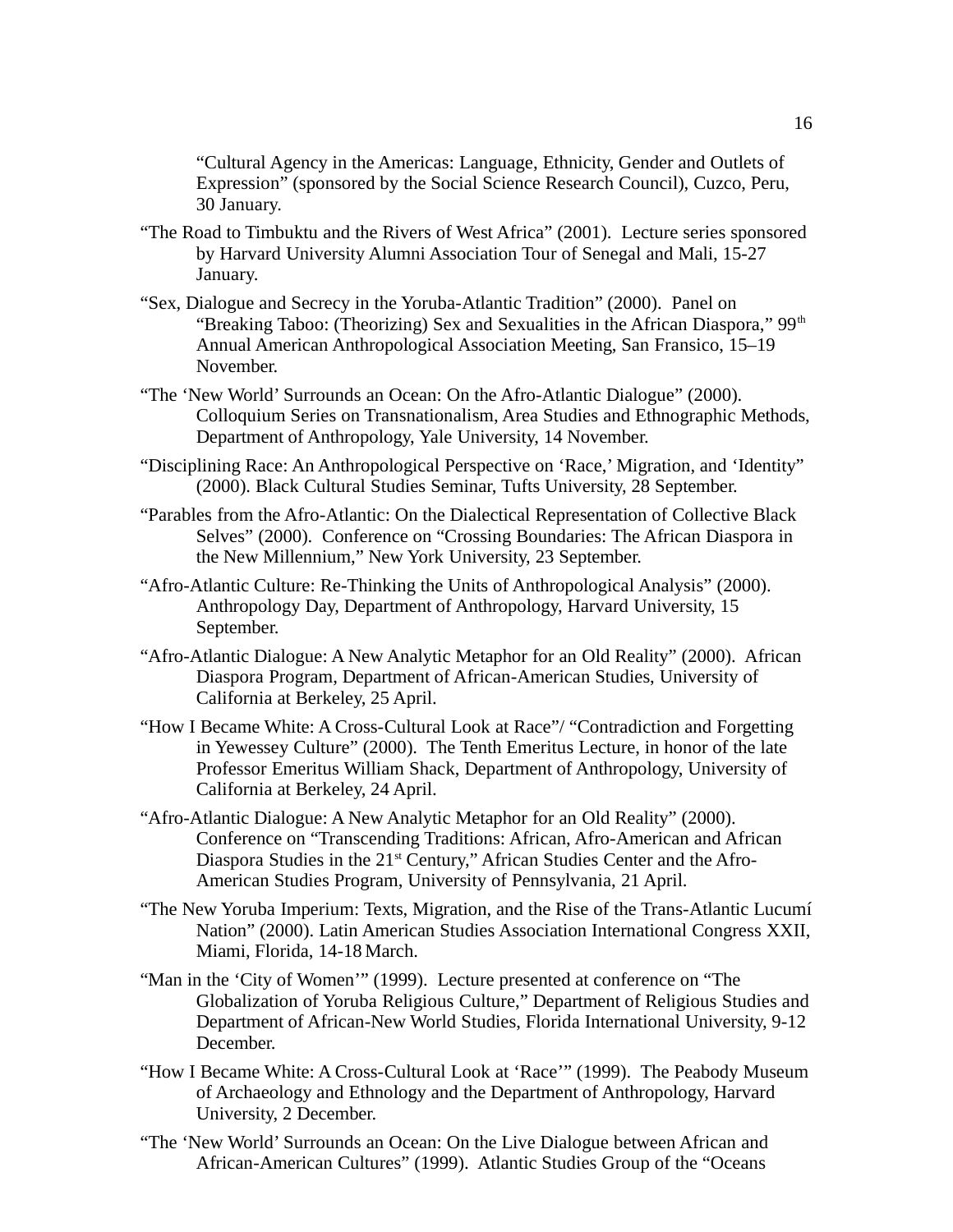"Cultural Agency in the Americas: Language, Ethnicity, Gender and Outlets of Expression" (sponsored by the Social Science Research Council), Cuzco, Peru, 30 January.

"The Road to Timbuktu and the Rivers of West Africa" (2001). Lecture series sponsored by Harvard University Alumni Association Tour of Senegal and Mali, 15-27 January.

"Sex, Dialogue and Secrecy in the Yoruba-Atlantic Tradition" (2000). Panel on "Breaking Taboo: (Theorizing) Sex and Sexualities in the African Diaspora," 99th Annual American Anthropological Association Meeting, San Fransico, 15–19 November.

"The 'New World' Surrounds an Ocean: On the Afro-Atlantic Dialogue" (2000). Colloquium Series on Transnationalism, Area Studies and Ethnographic Methods, Department of Anthropology, Yale University, 14 November.

"Disciplining Race: An Anthropological Perspective on 'Race,' Migration, and 'Identity" (2000). Black Cultural Studies Seminar, Tufts University, 28 September.

"Parables from the Afro-Atlantic: On the Dialectical Representation of Collective Black Selves" (2000). Conference on "Crossing Boundaries: The African Diaspora in the New Millennium," New York University, 23 September.

"Afro-Atlantic Culture: Re-Thinking the Units of Anthropological Analysis" (2000). Anthropology Day, Department of Anthropology, Harvard University, 15 September.

"Afro-Atlantic Dialogue: A New Analytic Metaphor for an Old Reality" (2000). African Diaspora Program, Department of African-American Studies, University of California at Berkeley, 25 April.

"How I Became White: A Cross-Cultural Look at Race"/ "Contradiction and Forgetting in Yewessey Culture" (2000). The Tenth Emeritus Lecture, in honor of the late Professor Emeritus William Shack, Department of Anthropology, University of California at Berkeley, 24 April.

"Afro-Atlantic Dialogue: A New Analytic Metaphor for an Old Reality" (2000). Conference on "Transcending Traditions: African, Afro-American and African Diaspora Studies in the 21st Century," African Studies Center and the Afro-American Studies Program, University of Pennsylvania, 21 April.

"The New Yoruba Imperium: Texts, Migration, and the Rise of the Trans-Atlantic Lucumí Nation" (2000). Latin American Studies Association International Congress XXII, Miami, Florida, 14-18 March.

"Man in the 'City of Women'" (1999). Lecture presented at conference on "The Globalization of Yoruba Religious Culture," Department of Religious Studies and Department of African-New World Studies, Florida International University, 9-12 December.

"How I Became White: A Cross-Cultural Look at 'Race'" (1999). The Peabody Museum of Archaeology and Ethnology and the Department of Anthropology, Harvard University, 2 December.

"The 'New World' Surrounds an Ocean: On the Live Dialogue between African and African-American Cultures" (1999). Atlantic Studies Group of the "Oceans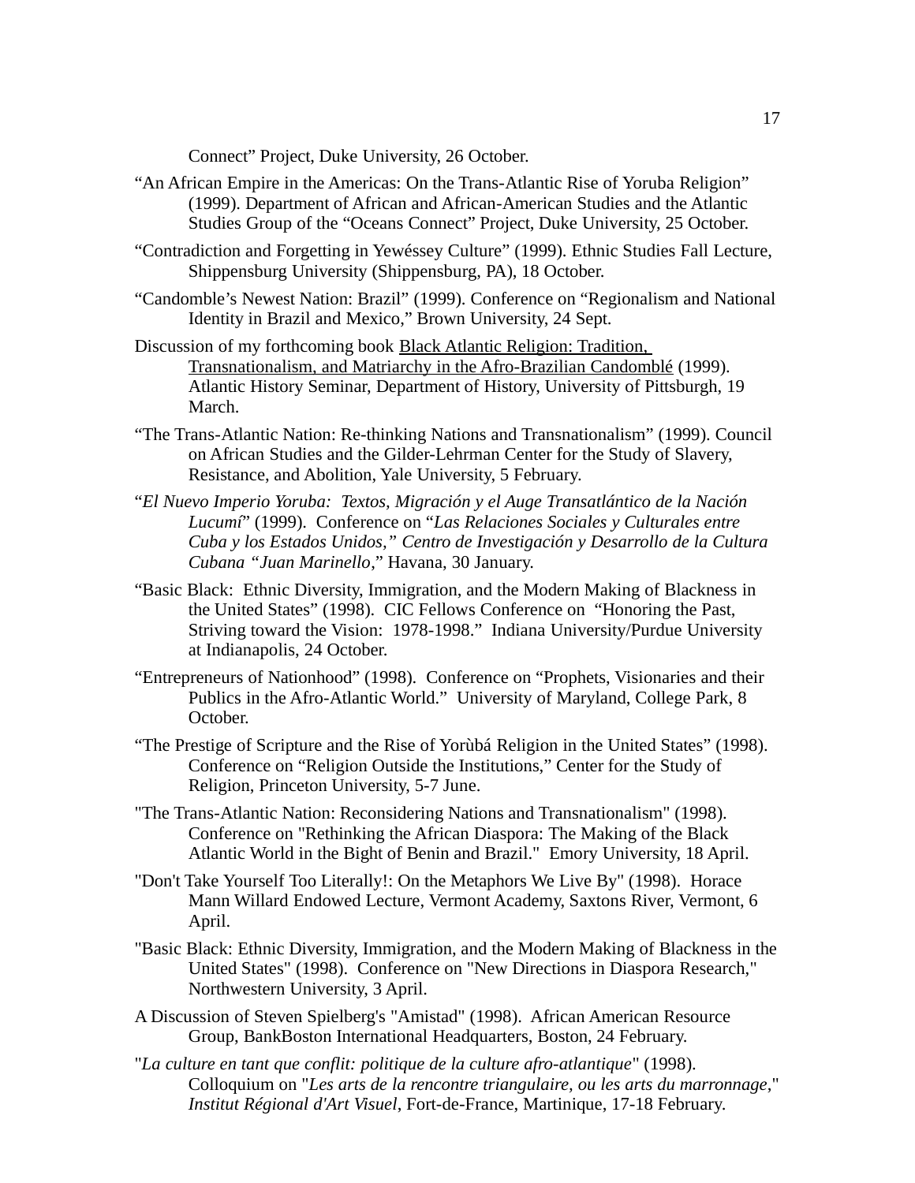Connect" Project, Duke University, 26 October.

"An African Empire in the Americas: On the Trans-Atlantic Rise of Yoruba Religion" (1999). Department of African and African-American Studies and the Atlantic Studies Group of the "Oceans Connect" Project, Duke University, 25 October.

"Contradiction and Forgetting in Yewéssey Culture" (1999). Ethnic Studies Fall Lecture, Shippensburg University (Shippensburg, PA), 18 October.

"Candomble's Newest Nation: Brazil" (1999). Conference on "Regionalism and National Identity in Brazil and Mexico," Brown University, 24 Sept.

Discussion of my forthcoming book Black Atlantic Religion: Tradition, Transnationalism, and Matriarchy in the Afro-Brazilian Candomblé (1999). Atlantic History Seminar, Department of History, University of Pittsburgh, 19 March.

"The Trans-Atlantic Nation: Re-thinking Nations and Transnationalism" (1999). Council on African Studies and the Gilder-Lehrman Center for the Study of Slavery, Resistance, and Abolition, Yale University, 5 February.

"*El Nuevo Imperio Yoruba: Textos, Migración y el Auge Transatlántico de la Nación Lucumí*" (1999). Conference on "*Las Relaciones Sociales y Culturales entre Cuba y los Estados Unidos," Centro de Investigación y Desarrollo de la Cultura Cubana "Juan Marinello*," Havana, 30 January.

"Basic Black: Ethnic Diversity, Immigration, and the Modern Making of Blackness in the United States" (1998). CIC Fellows Conference on "Honoring the Past, Striving toward the Vision: 1978-1998." Indiana University/Purdue University at Indianapolis, 24 October.

"Entrepreneurs of Nationhood" (1998). Conference on "Prophets, Visionaries and their Publics in the Afro-Atlantic World." University of Maryland, College Park, 8 October.

"The Prestige of Scripture and the Rise of Yorùbá Religion in the United States" (1998). Conference on "Religion Outside the Institutions," Center for the Study of Religion, Princeton University, 5-7 June.

"The Trans-Atlantic Nation: Reconsidering Nations and Transnationalism" (1998). Conference on "Rethinking the African Diaspora: The Making of the Black Atlantic World in the Bight of Benin and Brazil." Emory University, 18 April.

"Don't Take Yourself Too Literally!: On the Metaphors We Live By" (1998). Horace Mann Willard Endowed Lecture, Vermont Academy, Saxtons River, Vermont, 6 April.

"Basic Black: Ethnic Diversity, Immigration, and the Modern Making of Blackness in the United States" (1998). Conference on "New Directions in Diaspora Research," Northwestern University, 3 April.

A Discussion of Steven Spielberg's "Amistad" (1998). African American Resource Group, BankBoston International Headquarters, Boston, 24 February.

"*La culture en tant que conflit: politique de la culture afro-atlantique*" (1998). Colloquium on "*Les arts de la rencontre triangulaire, ou les arts du marronnage*," *Institut Régional d'Art Visuel*, Fort-de-France, Martinique, 17-18 February.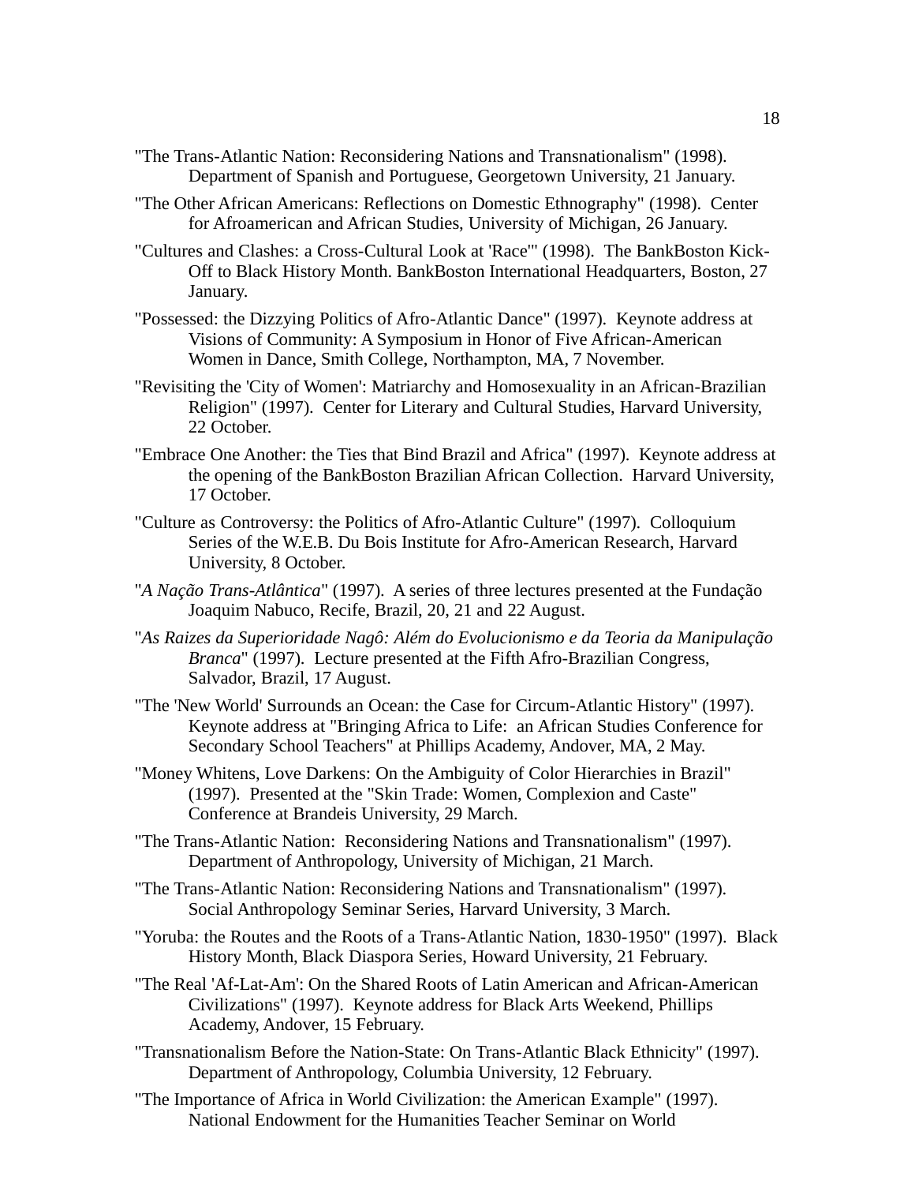"The Trans-Atlantic Nation: Reconsidering Nations and Transnationalism" (1998). Department of Spanish and Portuguese, Georgetown University, 21 January.

"The Other African Americans: Reflections on Domestic Ethnography" (1998). Center for Afroamerican and African Studies, University of Michigan, 26 January.

"Cultures and Clashes: a Cross-Cultural Look at 'Race'" (1998). The BankBoston Kick-Off to Black History Month. BankBoston International Headquarters, Boston, 27 January.

"Possessed: the Dizzying Politics of Afro-Atlantic Dance" (1997). Keynote address at Visions of Community: A Symposium in Honor of Five African-American Women in Dance, Smith College, Northampton, MA, 7 November.

"Revisiting the 'City of Women': Matriarchy and Homosexuality in an African-Brazilian Religion" (1997). Center for Literary and Cultural Studies, Harvard University, 22 October.

"Embrace One Another: the Ties that Bind Brazil and Africa" (1997). Keynote address at the opening of the BankBoston Brazilian African Collection. Harvard University, 17 October.

"Culture as Controversy: the Politics of Afro-Atlantic Culture" (1997). Colloquium Series of the W.E.B. Du Bois Institute for Afro-American Research, Harvard University, 8 October.

"*A Nação Trans-Atlântica*" (1997). A series of three lectures presented at the Fundação Joaquim Nabuco, Recife, Brazil, 20, 21 and 22 August.

"*As Raizes da Superioridade Nagô: Além do Evolucionismo e da Teoria da Manipulação Branca*" (1997). Lecture presented at the Fifth Afro-Brazilian Congress, Salvador, Brazil, 17 August.

"The 'New World' Surrounds an Ocean: the Case for Circum-Atlantic History" (1997). Keynote address at "Bringing Africa to Life: an African Studies Conference for Secondary School Teachers" at Phillips Academy, Andover, MA, 2 May.

"Money Whitens, Love Darkens: On the Ambiguity of Color Hierarchies in Brazil" (1997). Presented at the "Skin Trade: Women, Complexion and Caste" Conference at Brandeis University, 29 March.

"The Trans-Atlantic Nation: Reconsidering Nations and Transnationalism" (1997). Department of Anthropology, University of Michigan, 21 March.

"The Trans-Atlantic Nation: Reconsidering Nations and Transnationalism" (1997). Social Anthropology Seminar Series, Harvard University, 3 March.

"Yoruba: the Routes and the Roots of a Trans-Atlantic Nation, 1830-1950" (1997). Black History Month, Black Diaspora Series, Howard University, 21 February.

"The Real 'Af-Lat-Am': On the Shared Roots of Latin American and African-American Civilizations" (1997). Keynote address for Black Arts Weekend, Phillips Academy, Andover, 15 February.

"Transnationalism Before the Nation-State: On Trans-Atlantic Black Ethnicity" (1997). Department of Anthropology, Columbia University, 12 February.

"The Importance of Africa in World Civilization: the American Example" (1997). National Endowment for the Humanities Teacher Seminar on World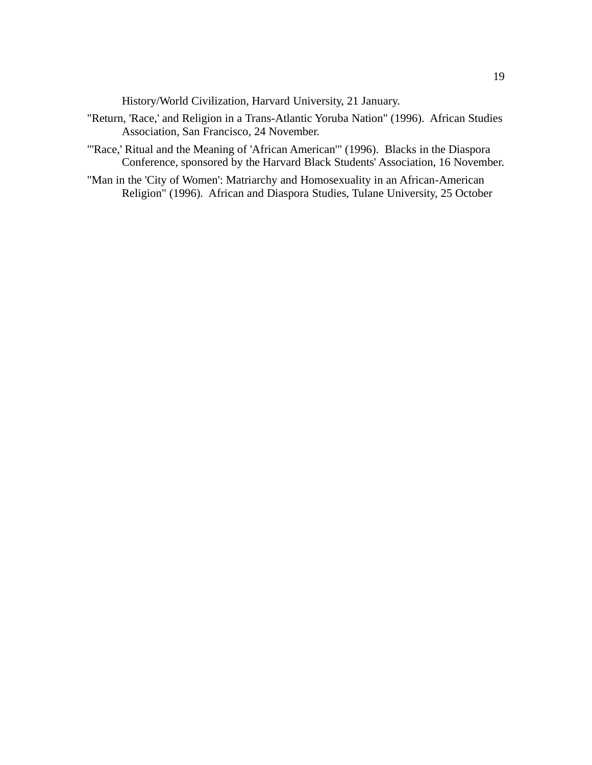History/World Civilization, Harvard University, 21 January.

"Return, 'Race,' and Religion in a Trans-Atlantic Yoruba Nation" (1996). African Studies Association, San Francisco, 24 November.

"'Race,' Ritual and the Meaning of 'African American'" (1996). Blacks in the Diaspora Conference, sponsored by the Harvard Black Students' Association, 16 November.

"Man in the 'City of Women': Matriarchy and Homosexuality in an African-American Religion" (1996). African and Diaspora Studies, Tulane University, 25 October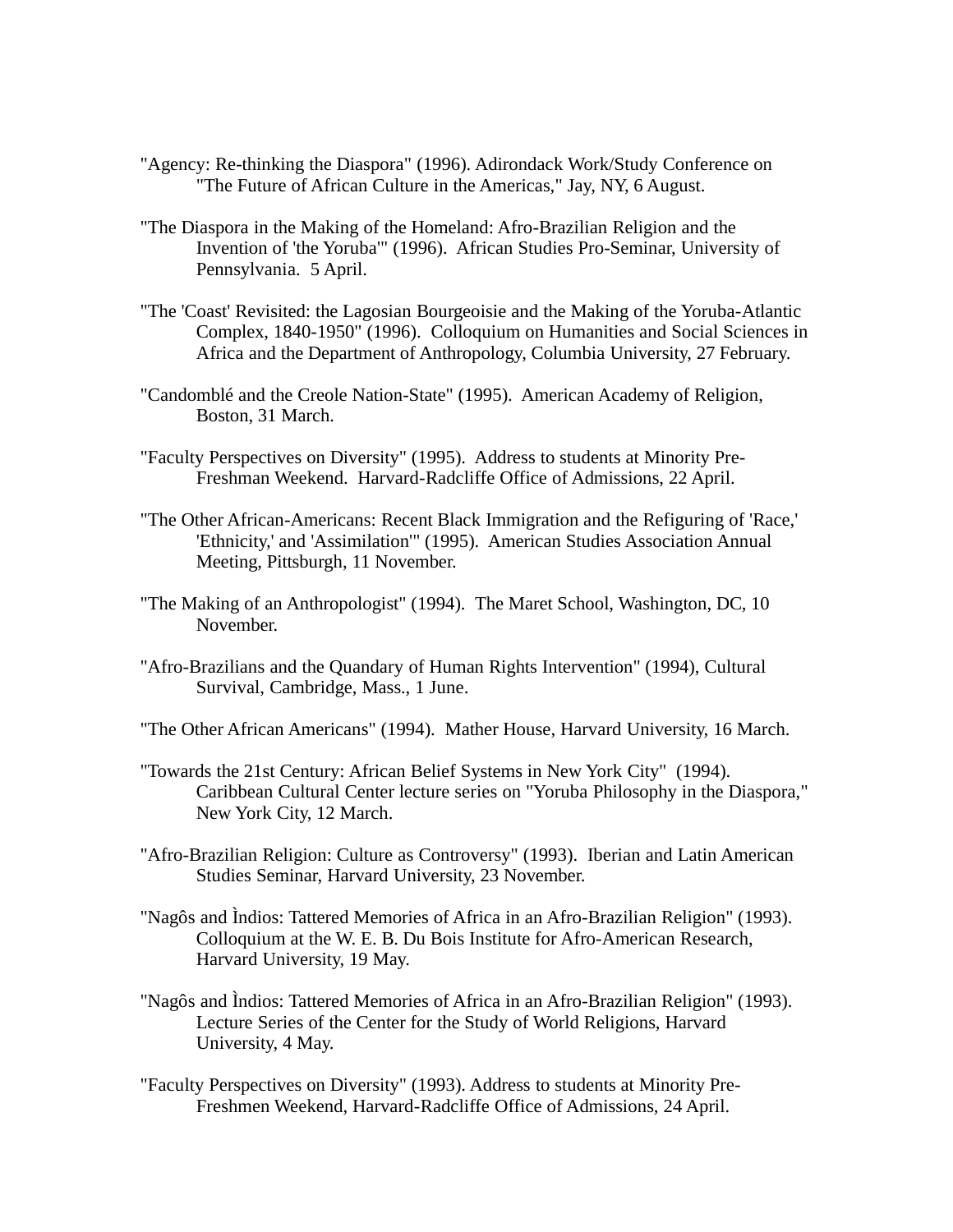"Agency: Re-thinking the Diaspora" (1996). Adirondack Work/Study Conference on "The Future of African Culture in the Americas," Jay, NY, 6 August.

"The Diaspora in the Making of the Homeland: Afro-Brazilian Religion and the Invention of 'the Yoruba'" (1996). African Studies Pro-Seminar, University of Pennsylvania. 5 April.

"The 'Coast' Revisited: the Lagosian Bourgeoisie and the Making of the Yoruba-Atlantic Complex, 1840-1950" (1996). Colloquium on Humanities and Social Sciences in Africa and the Department of Anthropology, Columbia University, 27 February.

"Candomblé and the Creole Nation-State" (1995). American Academy of Religion, Boston, 31 March.

"Faculty Perspectives on Diversity" (1995). Address to students at Minority Pre-Freshman Weekend. Harvard-Radcliffe Office of Admissions, 22 April.

"The Other African-Americans: Recent Black Immigration and the Refiguring of 'Race,' 'Ethnicity,' and 'Assimilation'" (1995). American Studies Association Annual Meeting, Pittsburgh, 11 November.

"The Making of an Anthropologist" (1994). The Maret School, Washington, DC, 10 November.

"Afro-Brazilians and the Quandary of Human Rights Intervention" (1994), Cultural Survival, Cambridge, Mass., 1 June.

"The Other African Americans" (1994). Mather House, Harvard University, 16 March.

"Towards the 21st Century: African Belief Systems in New York City" (1994). Caribbean Cultural Center lecture series on "Yoruba Philosophy in the Diaspora," New York City, 12 March.

"Afro-Brazilian Religion: Culture as Controversy" (1993). Iberian and Latin American Studies Seminar, Harvard University, 23 November.

"Nagôs and Ìndios: Tattered Memories of Africa in an Afro-Brazilian Religion" (1993). Colloquium at the W. E. B. Du Bois Institute for Afro-American Research, Harvard University, 19 May.

"Nagôs and Ìndios: Tattered Memories of Africa in an Afro-Brazilian Religion" (1993). Lecture Series of the Center for the Study of World Religions, Harvard University, 4 May.

"Faculty Perspectives on Diversity" (1993). Address to students at Minority Pre-Freshmen Weekend, Harvard-Radcliffe Office of Admissions, 24 April.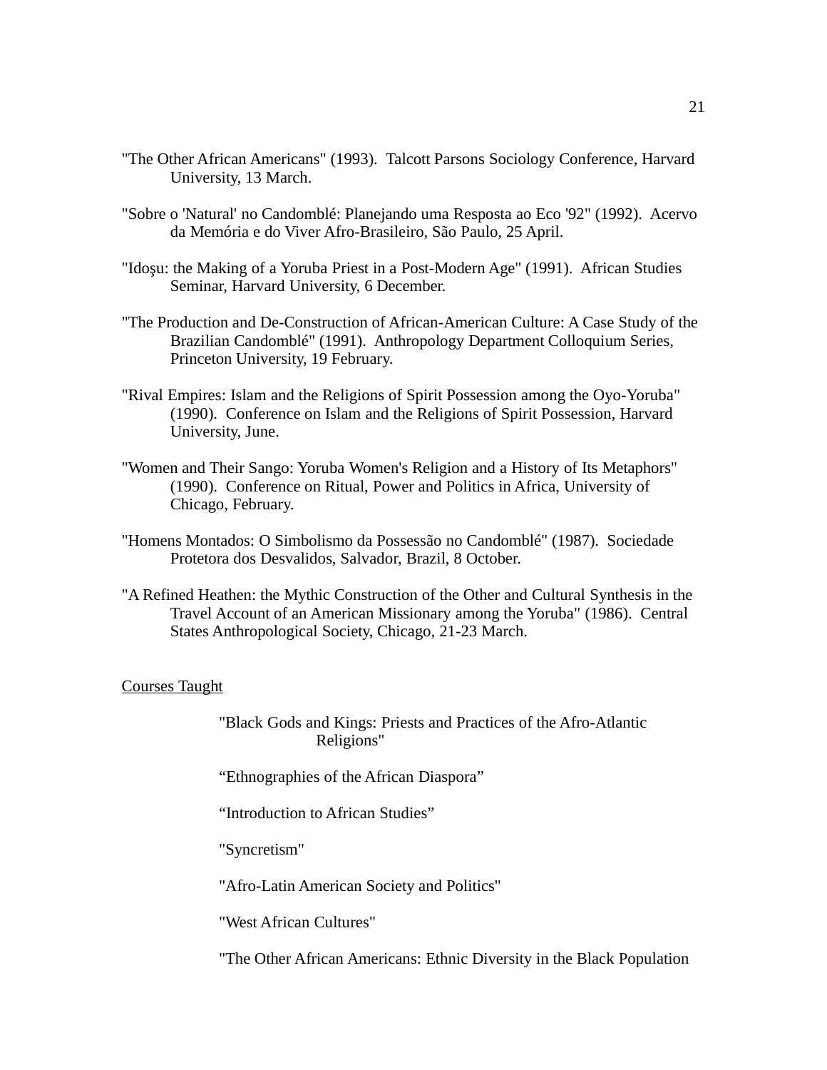"The Other African Americans" (1993). Talcott Parsons Sociology Conference, Harvard University, 13 March.

"Sobre o 'Natural' no Candomblé: Planejando uma Resposta ao Eco '92" (1992). Acervo da Memória e do Viver Afro-Brasileiro, São Paulo, 25 April.

"Idoşu: the Making of a Yoruba Priest in a Post-Modern Age" (1991). African Studies Seminar, Harvard University, 6 December.

"The Production and De-Construction of African-American Culture: A Case Study of the Brazilian Candomblé" (1991). Anthropology Department Colloquium Series, Princeton University, 19 February.

"Rival Empires: Islam and the Religions of Spirit Possession among the Oyo-Yoruba" (1990). Conference on Islam and the Religions of Spirit Possession, Harvard University, June.

"Women and Their Sango: Yoruba Women's Religion and a History of Its Metaphors" (1990). Conference on Ritual, Power and Politics in Africa, University of Chicago, February.

"Homens Montados: O Simbolismo da Possessão no Candomblé" (1987). Sociedade Protetora dos Desvalidos, Salvador, Brazil, 8 October.

"A Refined Heathen: the Mythic Construction of the Other and Cultural Synthesis in the Travel Account of an American Missionary among the Yoruba" (1986). Central States Anthropological Society, Chicago, 21-23 March.

<u>Courses Taught</u>

"Black Gods and Kings: Priests and Practices of the Afro-Atlantic Religions"

"Ethnographies of the African Diaspora"

"Introduction to African Studies"

"Syncretism"

"Afro-Latin American Society and Politics"

"West African Cultures"

"The Other African Americans: Ethnic Diversity in the Black Population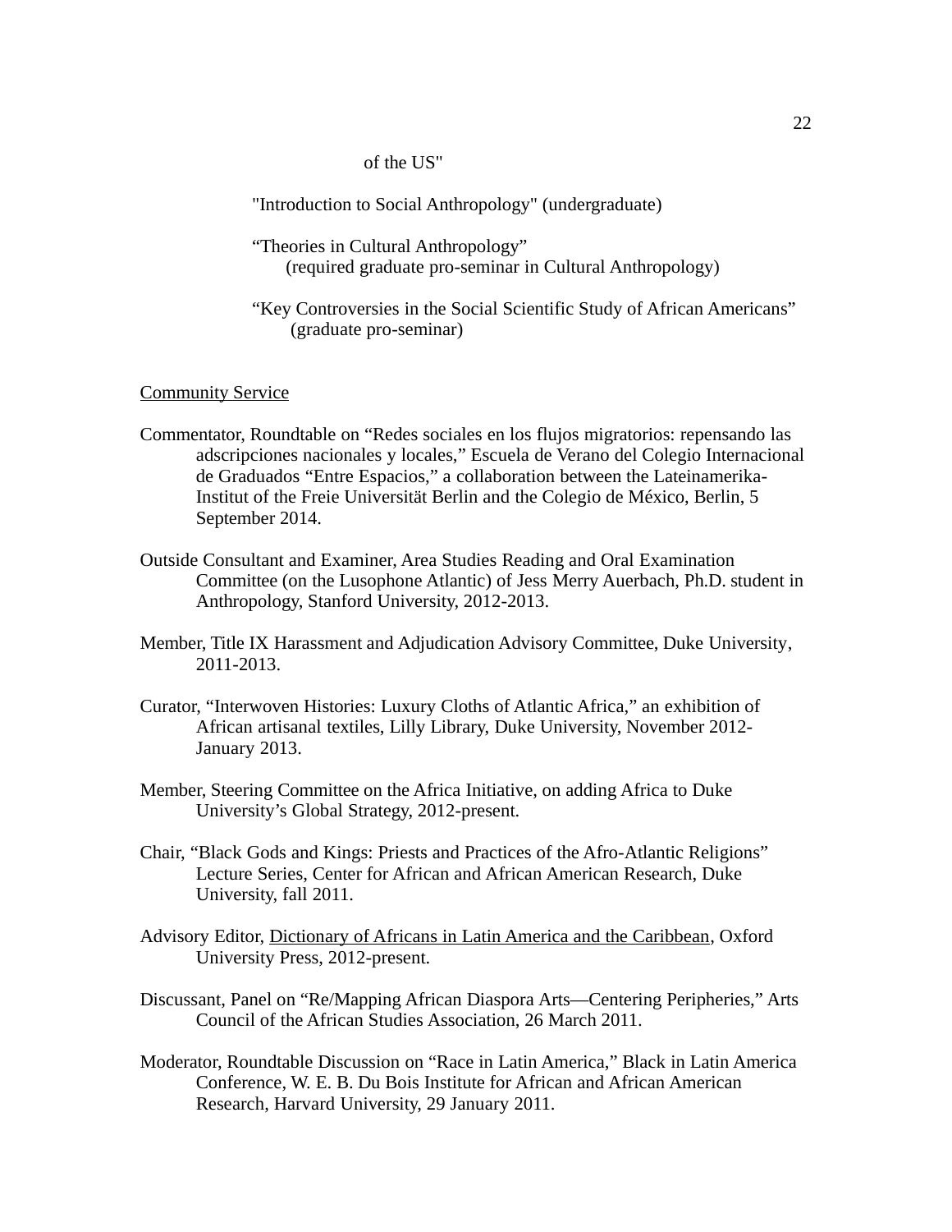of the US"

"Introduction to Social Anthropology" (undergraduate)

“Theories in Cultural Anthropology”
(required graduate pro-seminar in Cultural Anthropology)

“Key Controversies in the Social Scientific Study of African Americans”
(graduate pro-seminar)

Community Service

Commentator, Roundtable on “Redes sociales en los flujos migratorios: repensando las adscripciones nacionales y locales,” Escuela de Verano del Colegio Internacional de Graduados “Entre Espacios,” a collaboration between the Lateinamerika-Institut of the Freie Universität Berlin and the Colegio de México, Berlin, 5 September 2014.

Outside Consultant and Examiner, Area Studies Reading and Oral Examination Committee (on the Lusophone Atlantic) of Jess Merry Auerbach, Ph.D. student in Anthropology, Stanford University, 2012-2013.

Member, Title IX Harassment and Adjudication Advisory Committee, Duke University, 2011-2013.

Curator, “Interwoven Histories: Luxury Cloths of Atlantic Africa,” an exhibition of African artisanal textiles, Lilly Library, Duke University, November 2012-January 2013.

Member, Steering Committee on the Africa Initiative, on adding Africa to Duke University’s Global Strategy, 2012-present.

Chair, “Black Gods and Kings: Priests and Practices of the Afro-Atlantic Religions” Lecture Series, Center for African and African American Research, Duke University, fall 2011.

Advisory Editor, Dictionary of Africans in Latin America and the Caribbean, Oxford University Press, 2012-present.

Discussant, Panel on “Re/Mapping African Diaspora Arts—Centering Peripheries,” Arts Council of the African Studies Association, 26 March 2011.

Moderator, Roundtable Discussion on “Race in Latin America,” Black in Latin America Conference, W. E. B. Du Bois Institute for African and African American Research, Harvard University, 29 January 2011.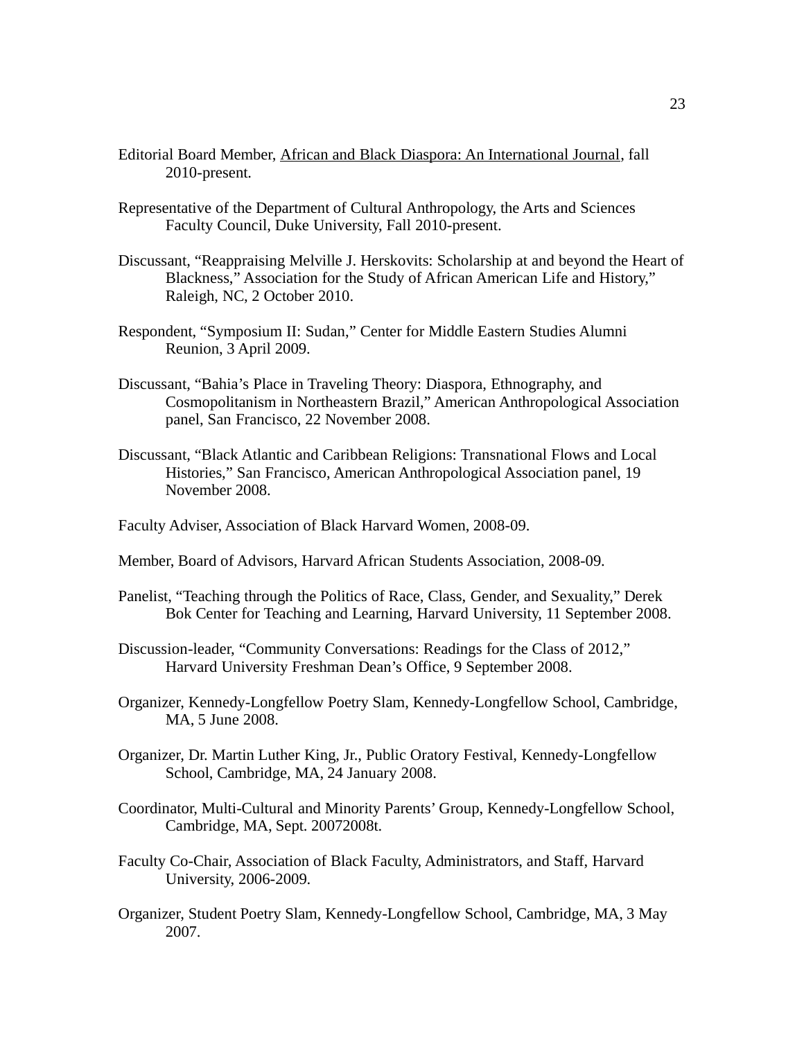Editorial Board Member, <u>African and Black Diaspora: An International Journal</u>, fall 2010-present.

Representative of the Department of Cultural Anthropology, the Arts and Sciences Faculty Council, Duke University, Fall 2010-present.

Discussant, "Reappraising Melville J. Herskovits: Scholarship at and beyond the Heart of Blackness," Association for the Study of African American Life and History," Raleigh, NC, 2 October 2010.

Respondent, "Symposium II: Sudan," Center for Middle Eastern Studies Alumni Reunion, 3 April 2009.

Discussant, "Bahia's Place in Traveling Theory: Diaspora, Ethnography, and Cosmopolitanism in Northeastern Brazil," American Anthropological Association panel, San Francisco, 22 November 2008.

Discussant, "Black Atlantic and Caribbean Religions: Transnational Flows and Local Histories," San Francisco, American Anthropological Association panel, 19 November 2008.

Faculty Adviser, Association of Black Harvard Women, 2008-09.

Member, Board of Advisors, Harvard African Students Association, 2008-09.

Panelist, "Teaching through the Politics of Race, Class, Gender, and Sexuality," Derek Bok Center for Teaching and Learning, Harvard University, 11 September 2008.

Discussion-leader, "Community Conversations: Readings for the Class of 2012," Harvard University Freshman Dean's Office, 9 September 2008.

Organizer, Kennedy-Longfellow Poetry Slam, Kennedy-Longfellow School, Cambridge, MA, 5 June 2008.

Organizer, Dr. Martin Luther King, Jr., Public Oratory Festival, Kennedy-Longfellow School, Cambridge, MA, 24 January 2008.

Coordinator, Multi-Cultural and Minority Parents' Group, Kennedy-Longfellow School, Cambridge, MA, Sept. 20072008t.

Faculty Co-Chair, Association of Black Faculty, Administrators, and Staff, Harvard University, 2006-2009.

Organizer, Student Poetry Slam, Kennedy-Longfellow School, Cambridge, MA, 3 May 2007.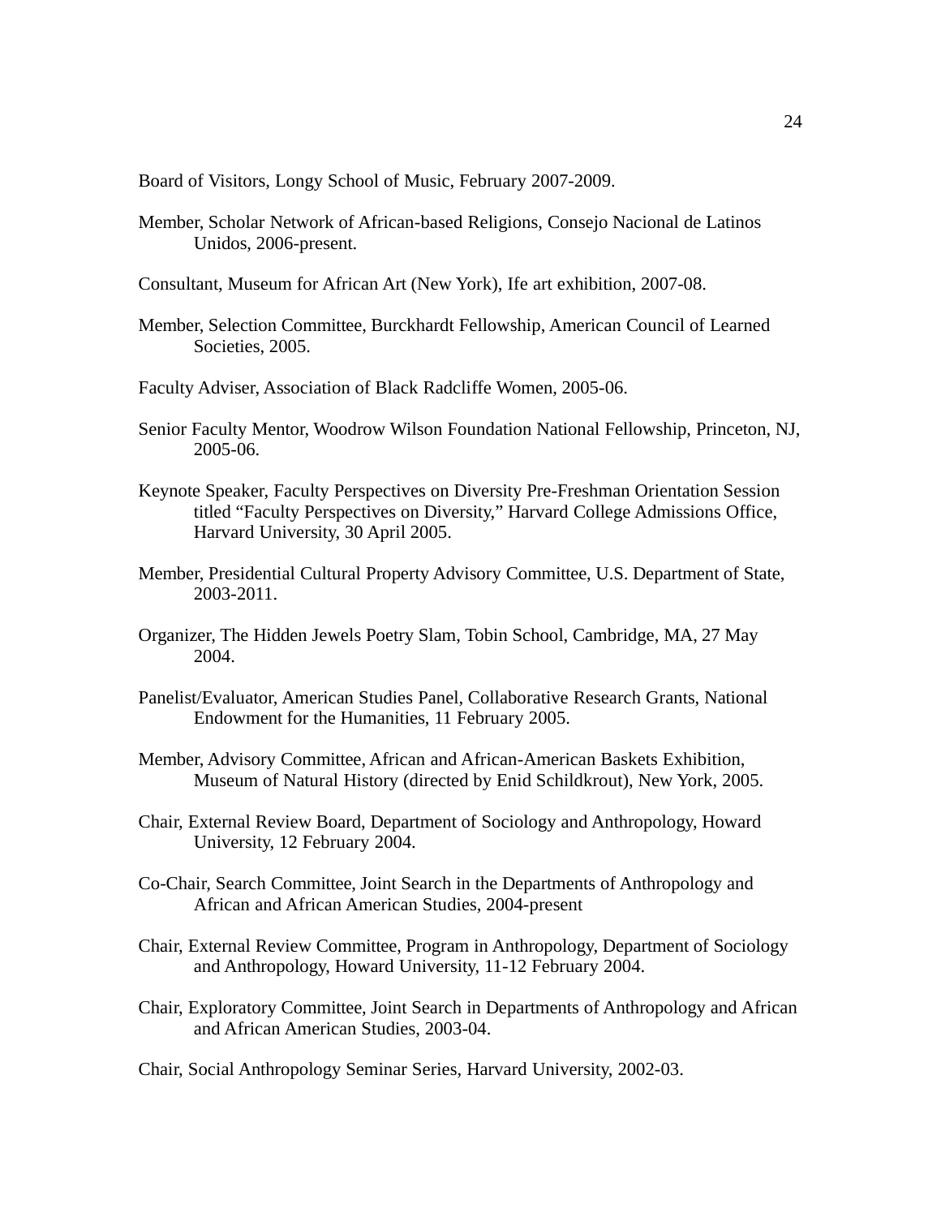Board of Visitors, Longy School of Music, February 2007-2009.

Member, Scholar Network of African-based Religions, Consejo Nacional de Latinos Unidos, 2006-present.

Consultant, Museum for African Art (New York), Ife art exhibition, 2007-08.

Member, Selection Committee, Burckhardt Fellowship, American Council of Learned Societies, 2005.

Faculty Adviser, Association of Black Radcliffe Women, 2005-06.

Senior Faculty Mentor, Woodrow Wilson Foundation National Fellowship, Princeton, NJ, 2005-06.

Keynote Speaker, Faculty Perspectives on Diversity Pre-Freshman Orientation Session titled "Faculty Perspectives on Diversity," Harvard College Admissions Office, Harvard University, 30 April 2005.

Member, Presidential Cultural Property Advisory Committee, U.S. Department of State, 2003-2011.

Organizer, The Hidden Jewels Poetry Slam, Tobin School, Cambridge, MA, 27 May 2004.

Panelist/Evaluator, American Studies Panel, Collaborative Research Grants, National Endowment for the Humanities, 11 February 2005.

Member, Advisory Committee, African and African-American Baskets Exhibition, Museum of Natural History (directed by Enid Schildkrout), New York, 2005.

Chair, External Review Board, Department of Sociology and Anthropology, Howard University, 12 February 2004.

Co-Chair, Search Committee, Joint Search in the Departments of Anthropology and African and African American Studies, 2004-present

Chair, External Review Committee, Program in Anthropology, Department of Sociology and Anthropology, Howard University, 11-12 February 2004.

Chair, Exploratory Committee, Joint Search in Departments of Anthropology and African and African American Studies, 2003-04.

Chair, Social Anthropology Seminar Series, Harvard University, 2002-03.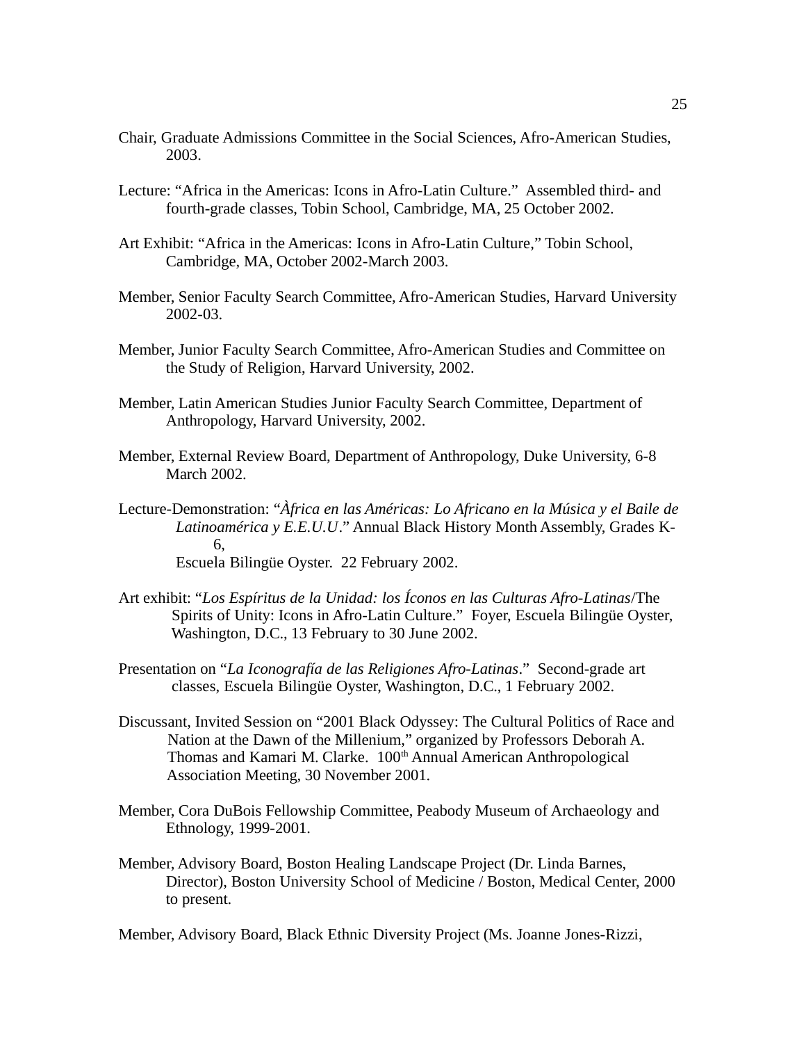Chair, Graduate Admissions Committee in the Social Sciences, Afro-American Studies, 2003.

Lecture: "Africa in the Americas: Icons in Afro-Latin Culture." Assembled third- and fourth-grade classes, Tobin School, Cambridge, MA, 25 October 2002.

Art Exhibit: "Africa in the Americas: Icons in Afro-Latin Culture," Tobin School, Cambridge, MA, October 2002-March 2003.

Member, Senior Faculty Search Committee, Afro-American Studies, Harvard University 2002-03.

Member, Junior Faculty Search Committee, Afro-American Studies and Committee on the Study of Religion, Harvard University, 2002.

Member, Latin American Studies Junior Faculty Search Committee, Department of Anthropology, Harvard University, 2002.

Member, External Review Board, Department of Anthropology, Duke University, 6-8 March 2002.

Lecture-Demonstration: "*Àfrica en las Américas: Lo Africano en la Música y el Baile de Latinoamérica y E.E.U.U*." Annual Black History Month Assembly, Grades K-6, Escuela Bilingüe Oyster. 22 February 2002.

Art exhibit: "*Los Espíritus de la Unidad: los Íconos en las Culturas Afro-Latinas*/The Spirits of Unity: Icons in Afro-Latin Culture." Foyer, Escuela Bilingüe Oyster, Washington, D.C., 13 February to 30 June 2002.

Presentation on "*La Iconografía de las Religiones Afro-Latinas*." Second-grade art classes, Escuela Bilingüe Oyster, Washington, D.C., 1 February 2002.

Discussant, Invited Session on "2001 Black Odyssey: The Cultural Politics of Race and Nation at the Dawn of the Millenium," organized by Professors Deborah A. Thomas and Kamari M. Clarke. 100th Annual American Anthropological Association Meeting, 30 November 2001.

Member, Cora DuBois Fellowship Committee, Peabody Museum of Archaeology and Ethnology, 1999-2001.

Member, Advisory Board, Boston Healing Landscape Project (Dr. Linda Barnes, Director), Boston University School of Medicine / Boston, Medical Center, 2000 to present.

Member, Advisory Board, Black Ethnic Diversity Project (Ms. Joanne Jones-Rizzi,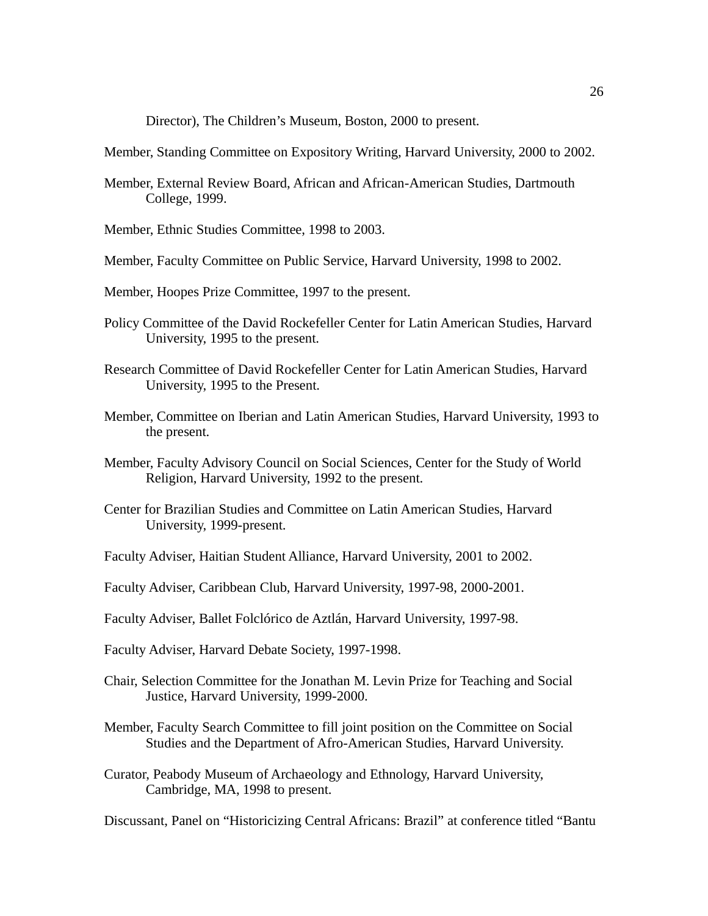Director), The Children's Museum, Boston, 2000 to present.

Member, Standing Committee on Expository Writing, Harvard University, 2000 to 2002.

Member, External Review Board, African and African-American Studies, Dartmouth College, 1999.

Member, Ethnic Studies Committee, 1998 to 2003.

Member, Faculty Committee on Public Service, Harvard University, 1998 to 2002.

Member, Hoopes Prize Committee, 1997 to the present.

Policy Committee of the David Rockefeller Center for Latin American Studies, Harvard University, 1995 to the present.

Research Committee of David Rockefeller Center for Latin American Studies, Harvard University, 1995 to the Present.

Member, Committee on Iberian and Latin American Studies, Harvard University, 1993 to the present.

Member, Faculty Advisory Council on Social Sciences, Center for the Study of World Religion, Harvard University, 1992 to the present.

Center for Brazilian Studies and Committee on Latin American Studies, Harvard University, 1999-present.

Faculty Adviser, Haitian Student Alliance, Harvard University, 2001 to 2002.

Faculty Adviser, Caribbean Club, Harvard University, 1997-98, 2000-2001.

Faculty Adviser, Ballet Folclórico de Aztlán, Harvard University, 1997-98.

Faculty Adviser, Harvard Debate Society, 1997-1998.

Chair, Selection Committee for the Jonathan M. Levin Prize for Teaching and Social Justice, Harvard University, 1999-2000.

Member, Faculty Search Committee to fill joint position on the Committee on Social Studies and the Department of Afro-American Studies, Harvard University.

Curator, Peabody Museum of Archaeology and Ethnology, Harvard University, Cambridge, MA, 1998 to present.

Discussant, Panel on "Historicizing Central Africans: Brazil" at conference titled "Bantu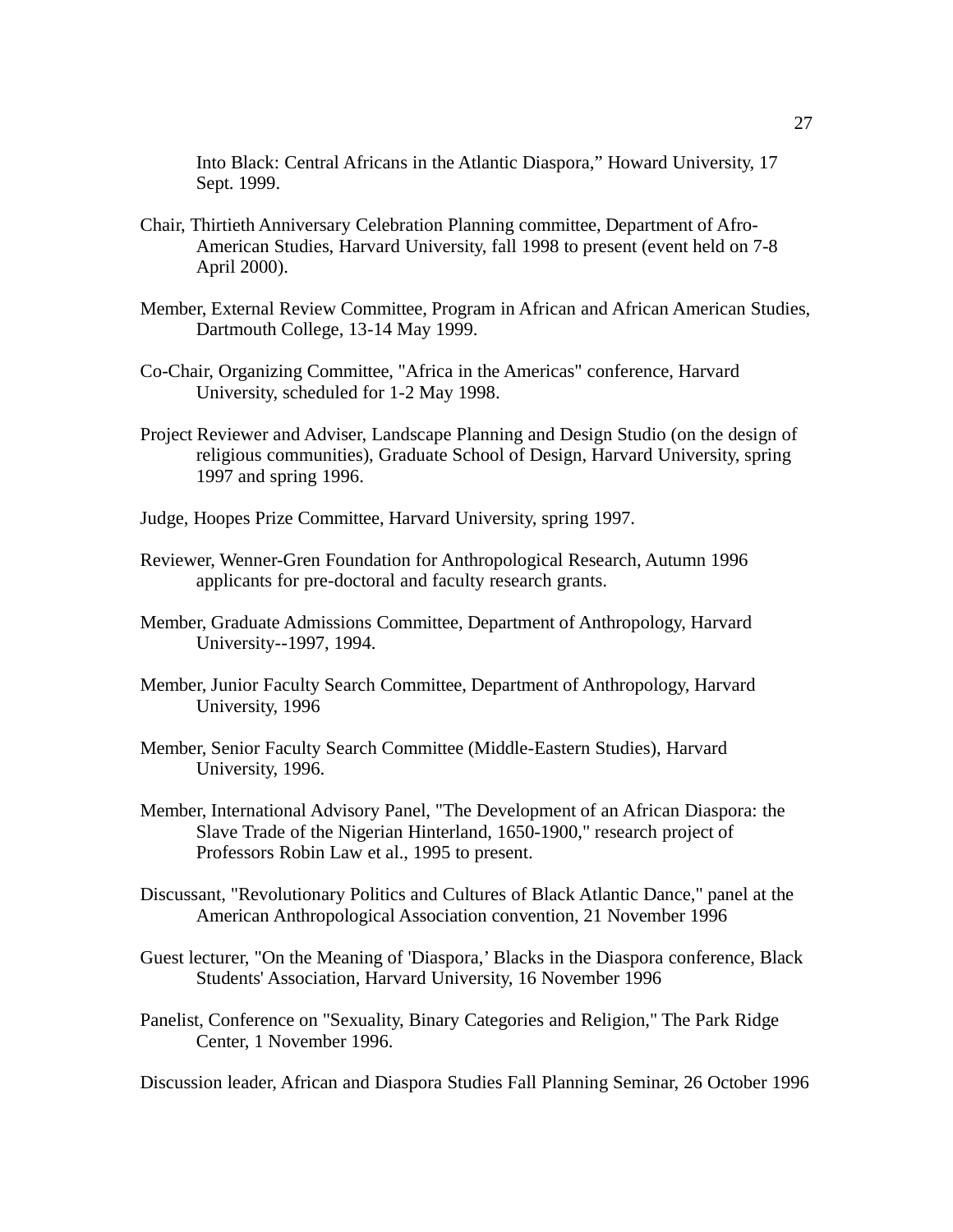Into Black: Central Africans in the Atlantic Diaspora," Howard University, 17 Sept. 1999.

Chair, Thirtieth Anniversary Celebration Planning committee, Department of Afro-American Studies, Harvard University, fall 1998 to present (event held on 7-8 April 2000).

Member, External Review Committee, Program in African and African American Studies, Dartmouth College, 13-14 May 1999.

Co-Chair, Organizing Committee, "Africa in the Americas" conference, Harvard University, scheduled for 1-2 May 1998.

Project Reviewer and Adviser, Landscape Planning and Design Studio (on the design of religious communities), Graduate School of Design, Harvard University, spring 1997 and spring 1996.

Judge, Hoopes Prize Committee, Harvard University, spring 1997.

Reviewer, Wenner-Gren Foundation for Anthropological Research, Autumn 1996 applicants for pre-doctoral and faculty research grants.

Member, Graduate Admissions Committee, Department of Anthropology, Harvard University--1997, 1994.

Member, Junior Faculty Search Committee, Department of Anthropology, Harvard University, 1996

Member, Senior Faculty Search Committee (Middle-Eastern Studies), Harvard University, 1996.

Member, International Advisory Panel, "The Development of an African Diaspora: the Slave Trade of the Nigerian Hinterland, 1650-1900," research project of Professors Robin Law et al., 1995 to present.

Discussant, "Revolutionary Politics and Cultures of Black Atlantic Dance," panel at the American Anthropological Association convention, 21 November 1996

Guest lecturer, "On the Meaning of 'Diaspora,' Blacks in the Diaspora conference, Black Students' Association, Harvard University, 16 November 1996

Panelist, Conference on "Sexuality, Binary Categories and Religion," The Park Ridge Center, 1 November 1996.

Discussion leader, African and Diaspora Studies Fall Planning Seminar, 26 October 1996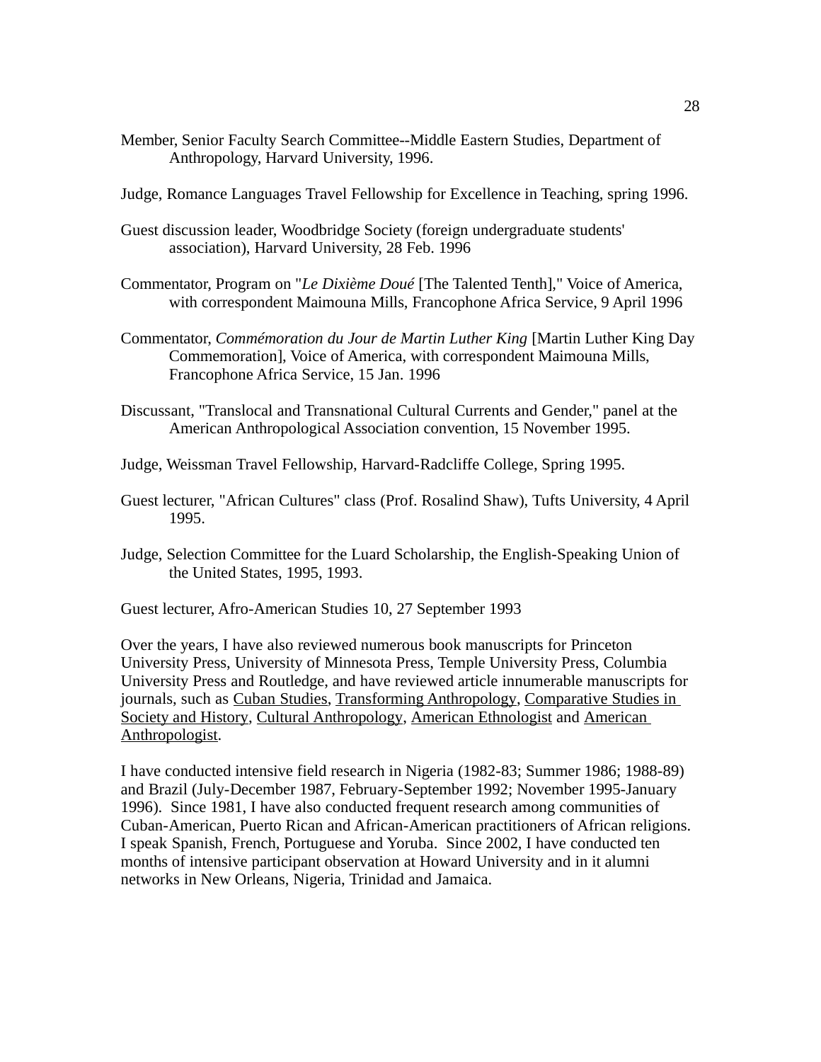Member, Senior Faculty Search Committee--Middle Eastern Studies, Department of Anthropology, Harvard University, 1996.

Judge, Romance Languages Travel Fellowship for Excellence in Teaching, spring 1996.

Guest discussion leader, Woodbridge Society (foreign undergraduate students' association), Harvard University, 28 Feb. 1996

Commentator, Program on "*Le Dixième Doué* [The Talented Tenth]," Voice of America, with correspondent Maimouna Mills, Francophone Africa Service, 9 April 1996

Commentator, *Commémoration du Jour de Martin Luther King* [Martin Luther King Day Commemoration], Voice of America, with correspondent Maimouna Mills, Francophone Africa Service, 15 Jan. 1996

Discussant, "Translocal and Transnational Cultural Currents and Gender," panel at the American Anthropological Association convention, 15 November 1995.

Judge, Weissman Travel Fellowship, Harvard-Radcliffe College, Spring 1995.

Guest lecturer, "African Cultures" class (Prof. Rosalind Shaw), Tufts University, 4 April 1995.

Judge, Selection Committee for the Luard Scholarship, the English-Speaking Union of the United States, 1995, 1993.

Guest lecturer, Afro-American Studies 10, 27 September 1993

Over the years, I have also reviewed numerous book manuscripts for Princeton University Press, University of Minnesota Press, Temple University Press, Columbia University Press and Routledge, and have reviewed article innumerable manuscripts for journals, such as Cuban Studies, Transforming Anthropology, Comparative Studies in Society and History, Cultural Anthropology, American Ethnologist and American Anthropologist.

I have conducted intensive field research in Nigeria (1982-83; Summer 1986; 1988-89) and Brazil (July-December 1987, February-September 1992; November 1995-January 1996). Since 1981, I have also conducted frequent research among communities of Cuban-American, Puerto Rican and African-American practitioners of African religions. I speak Spanish, French, Portuguese and Yoruba. Since 2002, I have conducted ten months of intensive participant observation at Howard University and in it alumni networks in New Orleans, Nigeria, Trinidad and Jamaica.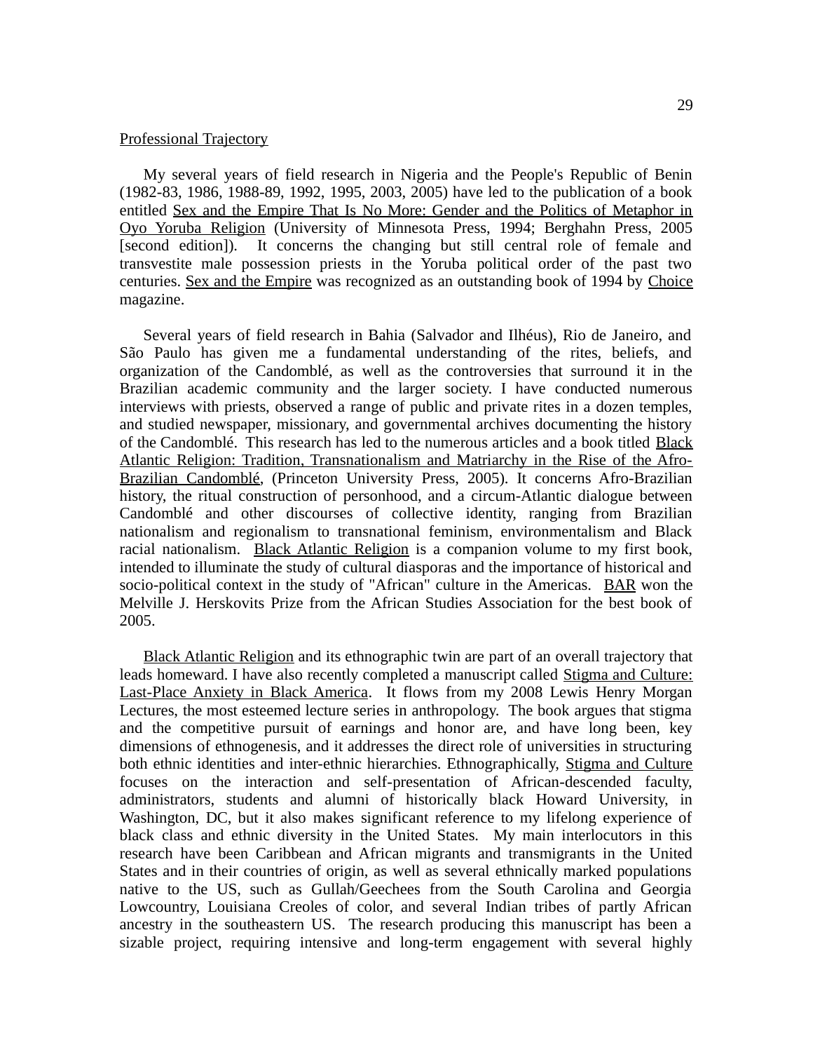<u>Professional Trajectory</u>

My several years of field research in Nigeria and the People's Republic of Benin (1982-83, 1986, 1988-89, 1992, 1995, 2003, 2005) have led to the publication of a book entitled <u>Sex and the Empire That Is No More: Gender and the Politics of Metaphor in Oyo Yoruba Religion</u> (University of Minnesota Press, 1994; Berghahn Press, 2005 [second edition]). It concerns the changing but still central role of female and transvestite male possession priests in the Yoruba political order of the past two centuries. <u>Sex and the Empire</u> was recognized as an outstanding book of 1994 by <u>Choice</u> magazine.

Several years of field research in Bahia (Salvador and Ilhéus), Rio de Janeiro, and São Paulo has given me a fundamental understanding of the rites, beliefs, and organization of the Candomblé, as well as the controversies that surround it in the Brazilian academic community and the larger society. I have conducted numerous interviews with priests, observed a range of public and private rites in a dozen temples, and studied newspaper, missionary, and governmental archives documenting the history of the Candomblé. This research has led to the numerous articles and a book titled <u>Black Atlantic Religion: Tradition, Transnationalism and Matriarchy in the Rise of the Afro-Brazilian Candomblé</u>, (Princeton University Press, 2005). It concerns Afro-Brazilian history, the ritual construction of personhood, and a circum-Atlantic dialogue between Candomblé and other discourses of collective identity, ranging from Brazilian nationalism and regionalism to transnational feminism, environmentalism and Black racial nationalism. <u>Black Atlantic Religion</u> is a companion volume to my first book, intended to illuminate the study of cultural diasporas and the importance of historical and socio-political context in the study of "African" culture in the Americas. <u>BAR</u> won the Melville J. Herskovits Prize from the African Studies Association for the best book of 2005.

<u>Black Atlantic Religion</u> and its ethnographic twin are part of an overall trajectory that leads homeward. I have also recently completed a manuscript called <u>Stigma and Culture: Last-Place Anxiety in Black America</u>. It flows from my 2008 Lewis Henry Morgan Lectures, the most esteemed lecture series in anthropology. The book argues that stigma and the competitive pursuit of earnings and honor are, and have long been, key dimensions of ethnogenesis, and it addresses the direct role of universities in structuring both ethnic identities and inter-ethnic hierarchies. Ethnographically, <u>Stigma and Culture</u> focuses on the interaction and self-presentation of African-descended faculty, administrators, students and alumni of historically black Howard University, in Washington, DC, but it also makes significant reference to my lifelong experience of black class and ethnic diversity in the United States. My main interlocutors in this research have been Caribbean and African migrants and transmigrants in the United States and in their countries of origin, as well as several ethnically marked populations native to the US, such as Gullah/Geechees from the South Carolina and Georgia Lowcountry, Louisiana Creoles of color, and several Indian tribes of partly African ancestry in the southeastern US. The research producing this manuscript has been a sizable project, requiring intensive and long-term engagement with several highly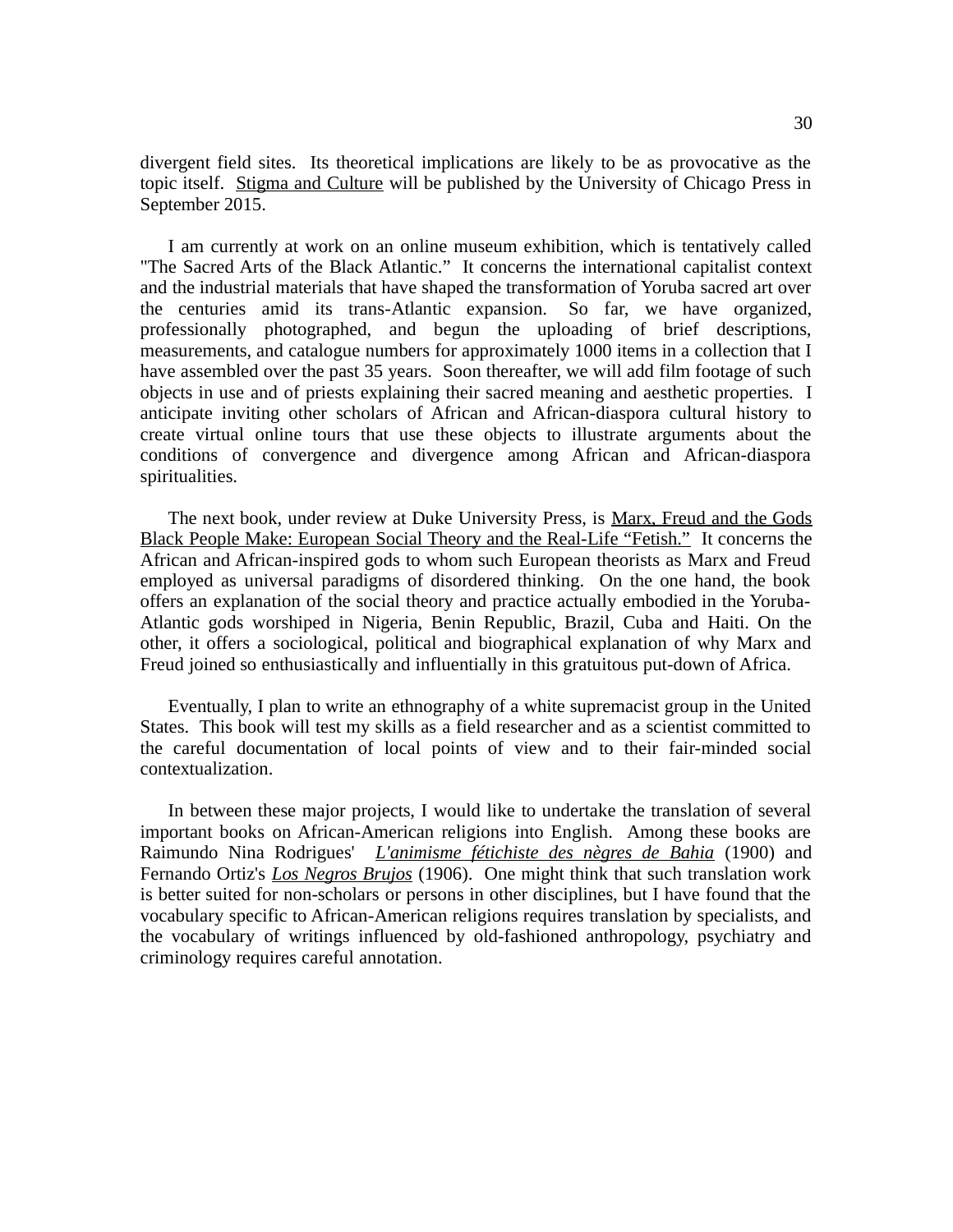divergent field sites. Its theoretical implications are likely to be as provocative as the topic itself. Stigma and Culture will be published by the University of Chicago Press in September 2015.

I am currently at work on an online museum exhibition, which is tentatively called "The Sacred Arts of the Black Atlantic." It concerns the international capitalist context and the industrial materials that have shaped the transformation of Yoruba sacred art over the centuries amid its trans-Atlantic expansion. So far, we have organized, professionally photographed, and begun the uploading of brief descriptions, measurements, and catalogue numbers for approximately 1000 items in a collection that I have assembled over the past 35 years. Soon thereafter, we will add film footage of such objects in use and of priests explaining their sacred meaning and aesthetic properties. I anticipate inviting other scholars of African and African-diaspora cultural history to create virtual online tours that use these objects to illustrate arguments about the conditions of convergence and divergence among African and African-diaspora spiritualities.

The next book, under review at Duke University Press, is Marx, Freud and the Gods Black People Make: European Social Theory and the Real-Life "Fetish." It concerns the African and African-inspired gods to whom such European theorists as Marx and Freud employed as universal paradigms of disordered thinking. On the one hand, the book offers an explanation of the social theory and practice actually embodied in the Yoruba-Atlantic gods worshiped in Nigeria, Benin Republic, Brazil, Cuba and Haiti. On the other, it offers a sociological, political and biographical explanation of why Marx and Freud joined so enthusiastically and influentially in this gratuitous put-down of Africa.

Eventually, I plan to write an ethnography of a white supremacist group in the United States. This book will test my skills as a field researcher and as a scientist committed to the careful documentation of local points of view and to their fair-minded social contextualization.

In between these major projects, I would like to undertake the translation of several important books on African-American religions into English. Among these books are Raimundo Nina Rodrigues' *L'animisme fétichiste des nègres de Bahia* (1900) and Fernando Ortiz's *Los Negros Brujos* (1906). One might think that such translation work is better suited for non-scholars or persons in other disciplines, but I have found that the vocabulary specific to African-American religions requires translation by specialists, and the vocabulary of writings influenced by old-fashioned anthropology, psychiatry and criminology requires careful annotation.